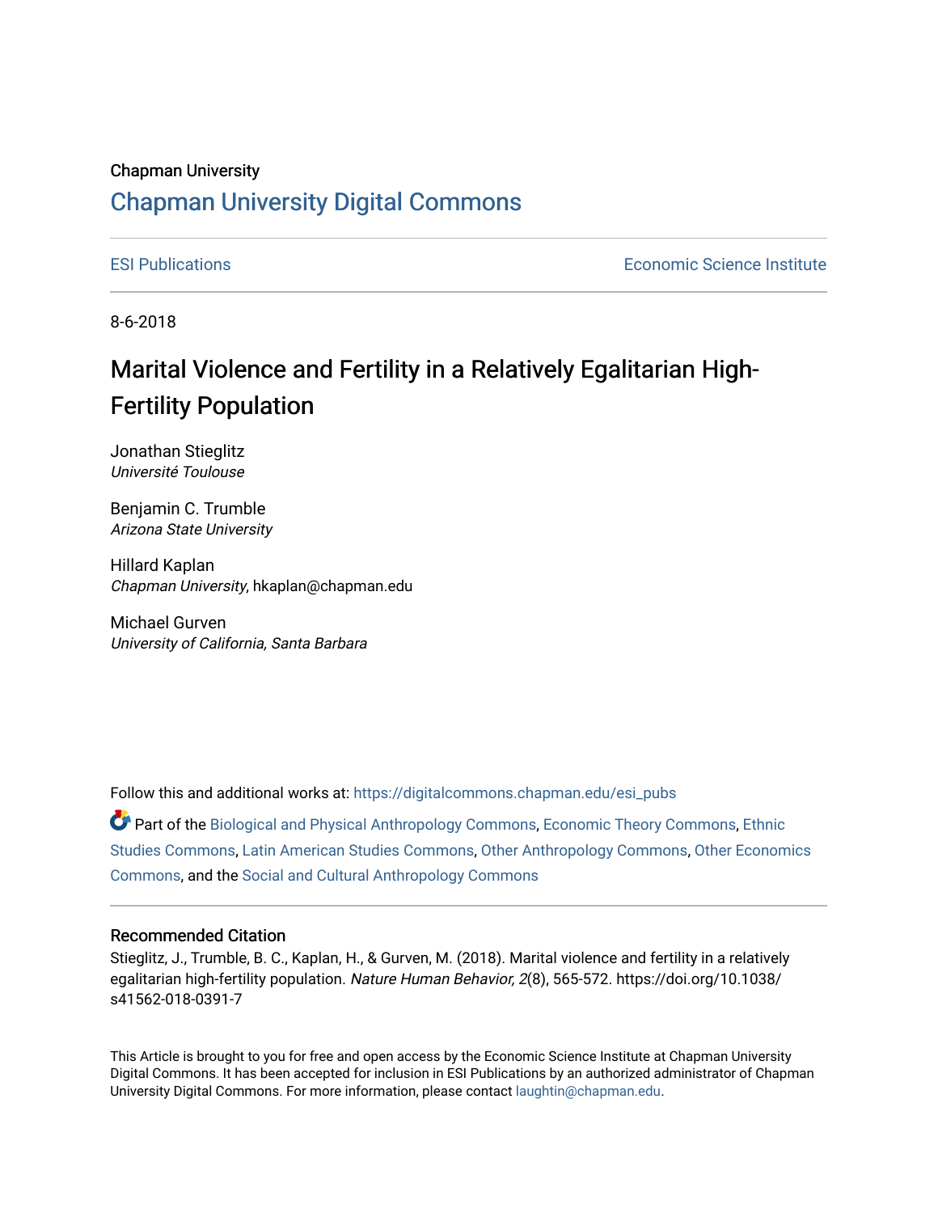Chapman University

# Chapman University Digital Commons

ESI Publications | Economic Science Institute

8-6-2018

# Marital Violence and Fertility in a Relatively Egalitarian High-Fertility Population

Jonathan Stieglitz
*Université Toulouse*

Benjamin C. Trumble
*Arizona State University*

Hillard Kaplan
*Chapman University*, hkaplan@chapman.edu

Michael Gurven
*University of California, Santa Barbara*

Follow this and additional works at: https://digitalcommons.chapman.edu/esi_pubs

Part of the Biological and Physical Anthropology Commons, Economic Theory Commons, Ethnic Studies Commons, Latin American Studies Commons, Other Anthropology Commons, Other Economics Commons, and the Social and Cultural Anthropology Commons

## Recommended Citation

Stieglitz, J., Trumble, B. C., Kaplan, H., & Gurven, M. (2018). Marital violence and fertility in a relatively egalitarian high-fertility population. *Nature Human Behavior, 2*(8), 565-572. https://doi.org/10.1038/s41562-018-0391-7

This Article is brought to you for free and open access by the Economic Science Institute at Chapman University Digital Commons. It has been accepted for inclusion in ESI Publications by an authorized administrator of Chapman University Digital Commons. For more information, please contact laughtin@chapman.edu.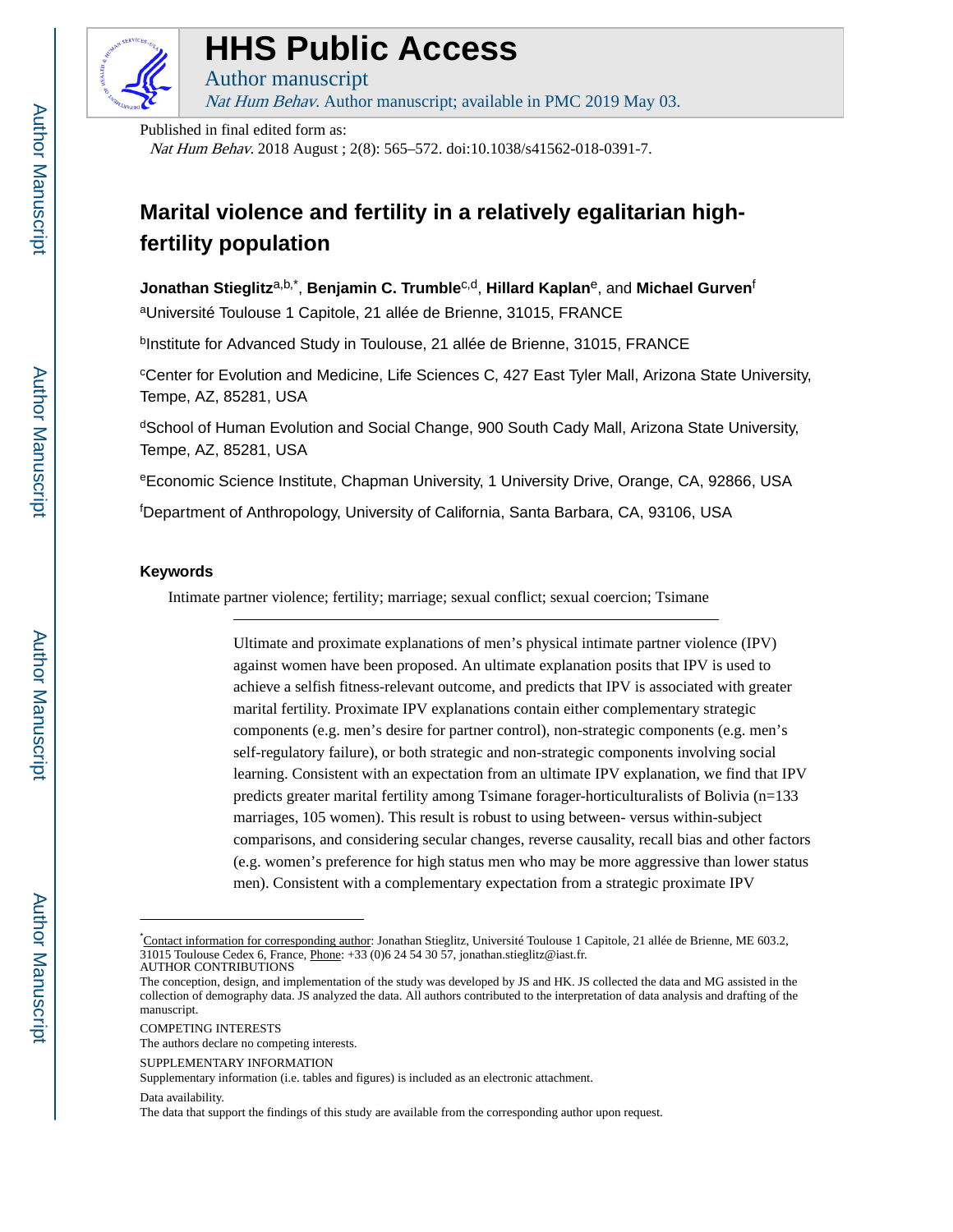# Marital violence and fertility in a relatively egalitarian high-fertility population

**Jonathan Stieglitz**[a,b,*], **Benjamin C. Trumble**[c,d], **Hillard Kaplan**[e], and **Michael Gurven**[f]

[a]Université Toulouse 1 Capitole, 21 allée de Brienne, 31015, FRANCE

[b]Institute for Advanced Study in Toulouse, 21 allée de Brienne, 31015, FRANCE

[c]Center for Evolution and Medicine, Life Sciences C, 427 East Tyler Mall, Arizona State University, Tempe, AZ, 85281, USA

[d]School of Human Evolution and Social Change, 900 South Cady Mall, Arizona State University, Tempe, AZ, 85281, USA

[e]Economic Science Institute, Chapman University, 1 University Drive, Orange, CA, 92866, USA

[f]Department of Anthropology, University of California, Santa Barbara, CA, 93106, USA

## Keywords

Intimate partner violence; fertility; marriage; sexual conflict; sexual coercion; Tsimane

---

Ultimate and proximate explanations of men's physical intimate partner violence (IPV) against women have been proposed. An ultimate explanation posits that IPV is used to achieve a selfish fitness-relevant outcome, and predicts that IPV is associated with greater marital fertility. Proximate IPV explanations contain either complementary strategic components (e.g. men's desire for partner control), non-strategic components (e.g. men's self-regulatory failure), or both strategic and non-strategic components involving social learning. Consistent with an expectation from an ultimate IPV explanation, we find that IPV predicts greater marital fertility among Tsimane forager-horticulturalists of Bolivia (n=133 marriages, 105 women). This result is robust to using between- versus within-subject comparisons, and considering secular changes, reverse causality, recall bias and other factors (e.g. women's preference for high status men who may be more aggressive than lower status men). Consistent with a complementary expectation from a strategic proximate IPV

---

*Contact information for corresponding author: Jonathan Stieglitz, Université Toulouse 1 Capitole, 21 allée de Brienne, ME 603.2, 31015 Toulouse Cedex 6, France, Phone: +33 (0)6 24 54 30 57, jonathan.stieglitz@iast.fr.

AUTHOR CONTRIBUTIONS

The conception, design, and implementation of the study was developed by JS and HK. JS collected the data and MG assisted in the collection of demography data. JS analyzed the data. All authors contributed to the interpretation of data analysis and drafting of the manuscript.

COMPETING INTERESTS

The authors declare no competing interests.

SUPPLEMENTARY INFORMATION

Supplementary information (i.e. tables and figures) is included as an electronic attachment.

Data availability.

The data that support the findings of this study are available from the corresponding author upon request.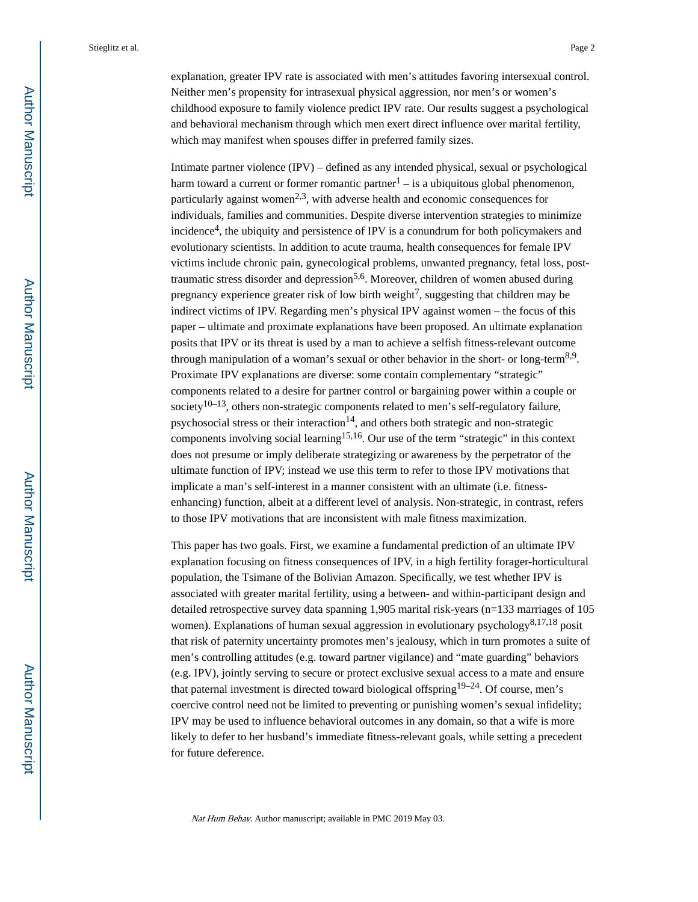explanation, greater IPV rate is associated with men's attitudes favoring intersexual control. Neither men's propensity for intrasexual physical aggression, nor men's or women's childhood exposure to family violence predict IPV rate. Our results suggest a psychological and behavioral mechanism through which men exert direct influence over marital fertility, which may manifest when spouses differ in preferred family sizes.

Intimate partner violence (IPV) – defined as any intended physical, sexual or psychological harm toward a current or former romantic partner[1] – is a ubiquitous global phenomenon, particularly against women[2,3], with adverse health and economic consequences for individuals, families and communities. Despite diverse intervention strategies to minimize incidence[4], the ubiquity and persistence of IPV is a conundrum for both policymakers and evolutionary scientists. In addition to acute trauma, health consequences for female IPV victims include chronic pain, gynecological problems, unwanted pregnancy, fetal loss, post-traumatic stress disorder and depression[5,6]. Moreover, children of women abused during pregnancy experience greater risk of low birth weight[7], suggesting that children may be indirect victims of IPV. Regarding men's physical IPV against women – the focus of this paper – ultimate and proximate explanations have been proposed. An ultimate explanation posits that IPV or its threat is used by a man to achieve a selfish fitness-relevant outcome through manipulation of a woman's sexual or other behavior in the short- or long-term[8,9]. Proximate IPV explanations are diverse: some contain complementary "strategic" components related to a desire for partner control or bargaining power within a couple or society[10–13], others non-strategic components related to men's self-regulatory failure, psychosocial stress or their interaction[14], and others both strategic and non-strategic components involving social learning[15,16]. Our use of the term "strategic" in this context does not presume or imply deliberate strategizing or awareness by the perpetrator of the ultimate function of IPV; instead we use this term to refer to those IPV motivations that implicate a man's self-interest in a manner consistent with an ultimate (i.e. fitness-enhancing) function, albeit at a different level of analysis. Non-strategic, in contrast, refers to those IPV motivations that are inconsistent with male fitness maximization.

This paper has two goals. First, we examine a fundamental prediction of an ultimate IPV explanation focusing on fitness consequences of IPV, in a high fertility forager-horticultural population, the Tsimane of the Bolivian Amazon. Specifically, we test whether IPV is associated with greater marital fertility, using a between- and within-participant design and detailed retrospective survey data spanning 1,905 marital risk-years (n=133 marriages of 105 women). Explanations of human sexual aggression in evolutionary psychology[8,17,18] posit that risk of paternity uncertainty promotes men's jealousy, which in turn promotes a suite of men's controlling attitudes (e.g. toward partner vigilance) and "mate guarding" behaviors (e.g. IPV), jointly serving to secure or protect exclusive sexual access to a mate and ensure that paternal investment is directed toward biological offspring[19–24]. Of course, men's coercive control need not be limited to preventing or punishing women's sexual infidelity; IPV may be used to influence behavioral outcomes in any domain, so that a wife is more likely to defer to her husband's immediate fitness-relevant goals, while setting a precedent for future deference.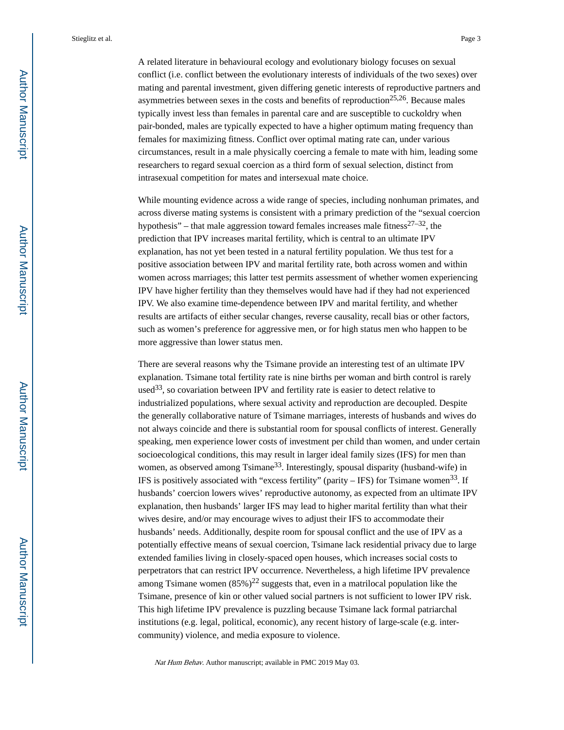A related literature in behavioural ecology and evolutionary biology focuses on sexual conflict (i.e. conflict between the evolutionary interests of individuals of the two sexes) over mating and parental investment, given differing genetic interests of reproductive partners and asymmetries between sexes in the costs and benefits of reproduction[25,26]. Because males typically invest less than females in parental care and are susceptible to cuckoldry when pair-bonded, males are typically expected to have a higher optimum mating frequency than females for maximizing fitness. Conflict over optimal mating rate can, under various circumstances, result in a male physically coercing a female to mate with him, leading some researchers to regard sexual coercion as a third form of sexual selection, distinct from intrasexual competition for mates and intersexual mate choice.

While mounting evidence across a wide range of species, including nonhuman primates, and across diverse mating systems is consistent with a primary prediction of the "sexual coercion hypothesis" – that male aggression toward females increases male fitness[27–32], the prediction that IPV increases marital fertility, which is central to an ultimate IPV explanation, has not yet been tested in a natural fertility population. We thus test for a positive association between IPV and marital fertility rate, both across women and within women across marriages; this latter test permits assessment of whether women experiencing IPV have higher fertility than they themselves would have had if they had not experienced IPV. We also examine time-dependence between IPV and marital fertility, and whether results are artifacts of either secular changes, reverse causality, recall bias or other factors, such as women's preference for aggressive men, or for high status men who happen to be more aggressive than lower status men.

There are several reasons why the Tsimane provide an interesting test of an ultimate IPV explanation. Tsimane total fertility rate is nine births per woman and birth control is rarely used[33], so covariation between IPV and fertility rate is easier to detect relative to industrialized populations, where sexual activity and reproduction are decoupled. Despite the generally collaborative nature of Tsimane marriages, interests of husbands and wives do not always coincide and there is substantial room for spousal conflicts of interest. Generally speaking, men experience lower costs of investment per child than women, and under certain socioecological conditions, this may result in larger ideal family sizes (IFS) for men than women, as observed among Tsimane[33]. Interestingly, spousal disparity (husband-wife) in IFS is positively associated with "excess fertility" (parity – IFS) for Tsimane women[33]. If husbands' coercion lowers wives' reproductive autonomy, as expected from an ultimate IPV explanation, then husbands' larger IFS may lead to higher marital fertility than what their wives desire, and/or may encourage wives to adjust their IFS to accommodate their husbands' needs. Additionally, despite room for spousal conflict and the use of IPV as a potentially effective means of sexual coercion, Tsimane lack residential privacy due to large extended families living in closely-spaced open houses, which increases social costs to perpetrators that can restrict IPV occurrence. Nevertheless, a high lifetime IPV prevalence among Tsimane women (85%)[22] suggests that, even in a matrilocal population like the Tsimane, presence of kin or other valued social partners is not sufficient to lower IPV risk. This high lifetime IPV prevalence is puzzling because Tsimane lack formal patriarchal institutions (e.g. legal, political, economic), any recent history of large-scale (e.g. inter-community) violence, and media exposure to violence.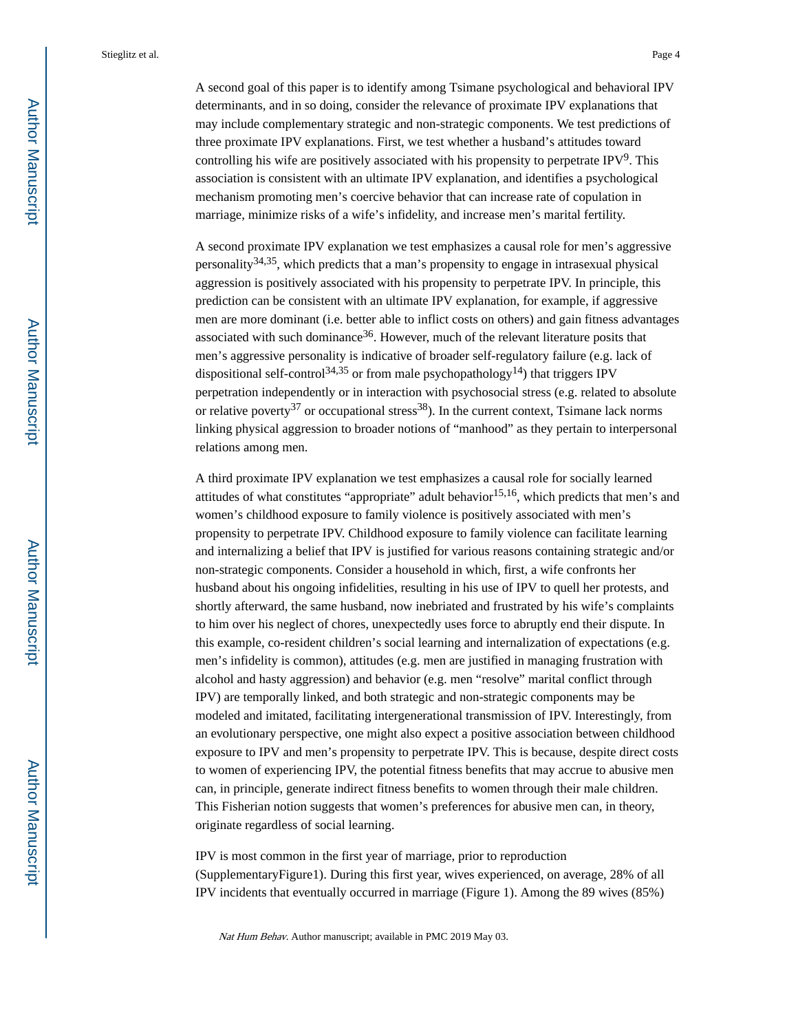A second goal of this paper is to identify among Tsimane psychological and behavioral IPV determinants, and in so doing, consider the relevance of proximate IPV explanations that may include complementary strategic and non-strategic components. We test predictions of three proximate IPV explanations. First, we test whether a husband's attitudes toward controlling his wife are positively associated with his propensity to perpetrate IPV[9]. This association is consistent with an ultimate IPV explanation, and identifies a psychological mechanism promoting men's coercive behavior that can increase rate of copulation in marriage, minimize risks of a wife's infidelity, and increase men's marital fertility.

A second proximate IPV explanation we test emphasizes a causal role for men's aggressive personality[34,35], which predicts that a man's propensity to engage in intrasexual physical aggression is positively associated with his propensity to perpetrate IPV. In principle, this prediction can be consistent with an ultimate IPV explanation, for example, if aggressive men are more dominant (i.e. better able to inflict costs on others) and gain fitness advantages associated with such dominance[36]. However, much of the relevant literature posits that men's aggressive personality is indicative of broader self-regulatory failure (e.g. lack of dispositional self-control[34,35] or from male psychopathology[14]) that triggers IPV perpetration independently or in interaction with psychosocial stress (e.g. related to absolute or relative poverty[37] or occupational stress[38]). In the current context, Tsimane lack norms linking physical aggression to broader notions of "manhood" as they pertain to interpersonal relations among men.

A third proximate IPV explanation we test emphasizes a causal role for socially learned attitudes of what constitutes "appropriate" adult behavior[15,16], which predicts that men's and women's childhood exposure to family violence is positively associated with men's propensity to perpetrate IPV. Childhood exposure to family violence can facilitate learning and internalizing a belief that IPV is justified for various reasons containing strategic and/or non-strategic components. Consider a household in which, first, a wife confronts her husband about his ongoing infidelities, resulting in his use of IPV to quell her protests, and shortly afterward, the same husband, now inebriated and frustrated by his wife's complaints to him over his neglect of chores, unexpectedly uses force to abruptly end their dispute. In this example, co-resident children's social learning and internalization of expectations (e.g. men's infidelity is common), attitudes (e.g. men are justified in managing frustration with alcohol and hasty aggression) and behavior (e.g. men "resolve" marital conflict through IPV) are temporally linked, and both strategic and non-strategic components may be modeled and imitated, facilitating intergenerational transmission of IPV. Interestingly, from an evolutionary perspective, one might also expect a positive association between childhood exposure to IPV and men's propensity to perpetrate IPV. This is because, despite direct costs to women of experiencing IPV, the potential fitness benefits that may accrue to abusive men can, in principle, generate indirect fitness benefits to women through their male children. This Fisherian notion suggests that women's preferences for abusive men can, in theory, originate regardless of social learning.

IPV is most common in the first year of marriage, prior to reproduction (SupplementaryFigure1). During this first year, wives experienced, on average, 28% of all IPV incidents that eventually occurred in marriage (Figure 1). Among the 89 wives (85%)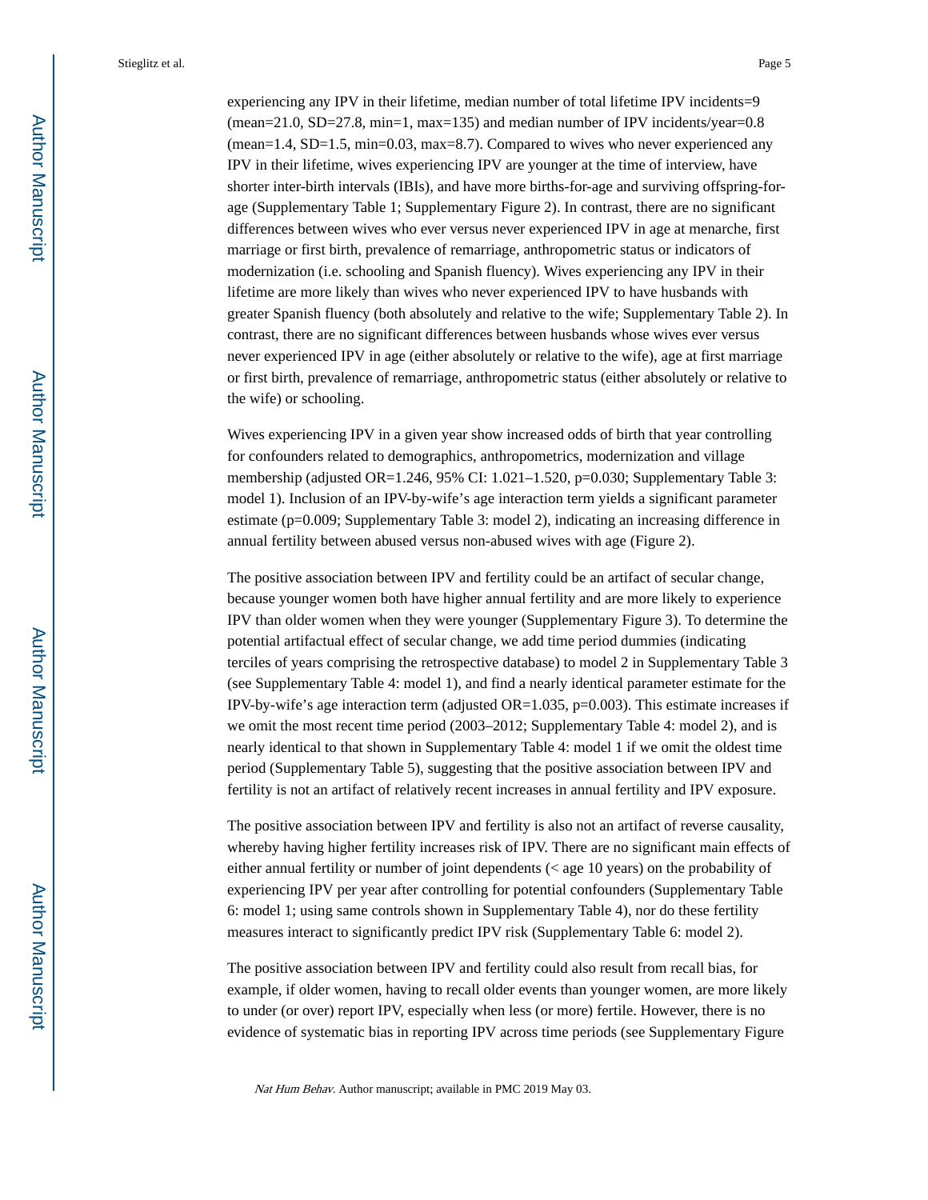experiencing any IPV in their lifetime, median number of total lifetime IPV incidents=9 (mean=21.0, SD=27.8, min=1, max=135) and median number of IPV incidents/year=0.8 (mean=1.4, SD=1.5, min=0.03, max=8.7). Compared to wives who never experienced any IPV in their lifetime, wives experiencing IPV are younger at the time of interview, have shorter inter-birth intervals (IBIs), and have more births-for-age and surviving offspring-for-age (Supplementary Table 1; Supplementary Figure 2). In contrast, there are no significant differences between wives who ever versus never experienced IPV in age at menarche, first marriage or first birth, prevalence of remarriage, anthropometric status or indicators of modernization (i.e. schooling and Spanish fluency). Wives experiencing any IPV in their lifetime are more likely than wives who never experienced IPV to have husbands with greater Spanish fluency (both absolutely and relative to the wife; Supplementary Table 2). In contrast, there are no significant differences between husbands whose wives ever versus never experienced IPV in age (either absolutely or relative to the wife), age at first marriage or first birth, prevalence of remarriage, anthropometric status (either absolutely or relative to the wife) or schooling.

Wives experiencing IPV in a given year show increased odds of birth that year controlling for confounders related to demographics, anthropometrics, modernization and village membership (adjusted OR=1.246, 95% CI: 1.021–1.520, p=0.030; Supplementary Table 3: model 1). Inclusion of an IPV-by-wife's age interaction term yields a significant parameter estimate (p=0.009; Supplementary Table 3: model 2), indicating an increasing difference in annual fertility between abused versus non-abused wives with age (Figure 2).

The positive association between IPV and fertility could be an artifact of secular change, because younger women both have higher annual fertility and are more likely to experience IPV than older women when they were younger (Supplementary Figure 3). To determine the potential artifactual effect of secular change, we add time period dummies (indicating terciles of years comprising the retrospective database) to model 2 in Supplementary Table 3 (see Supplementary Table 4: model 1), and find a nearly identical parameter estimate for the IPV-by-wife's age interaction term (adjusted OR=1.035, p=0.003). This estimate increases if we omit the most recent time period (2003–2012; Supplementary Table 4: model 2), and is nearly identical to that shown in Supplementary Table 4: model 1 if we omit the oldest time period (Supplementary Table 5), suggesting that the positive association between IPV and fertility is not an artifact of relatively recent increases in annual fertility and IPV exposure.

The positive association between IPV and fertility is also not an artifact of reverse causality, whereby having higher fertility increases risk of IPV. There are no significant main effects of either annual fertility or number of joint dependents (< age 10 years) on the probability of experiencing IPV per year after controlling for potential confounders (Supplementary Table 6: model 1; using same controls shown in Supplementary Table 4), nor do these fertility measures interact to significantly predict IPV risk (Supplementary Table 6: model 2).

The positive association between IPV and fertility could also result from recall bias, for example, if older women, having to recall older events than younger women, are more likely to under (or over) report IPV, especially when less (or more) fertile. However, there is no evidence of systematic bias in reporting IPV across time periods (see Supplementary Figure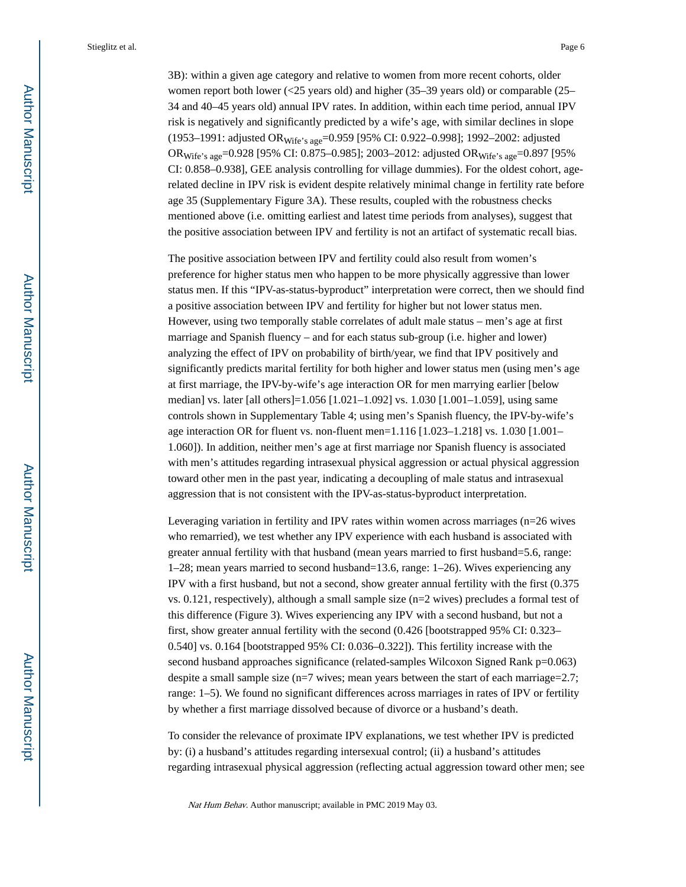3B): within a given age category and relative to women from more recent cohorts, older women report both lower (<25 years old) and higher (35–39 years old) or comparable (25–34 and 40–45 years old) annual IPV rates. In addition, within each time period, annual IPV risk is negatively and significantly predicted by a wife's age, with similar declines in slope (1953–1991: adjusted $OR_{\text{Wife's age}}$=0.959 [95% CI: 0.922–0.998]; 1992–2002: adjusted $OR_{\text{Wife's age}}$=0.928 [95% CI: 0.875–0.985]; 2003–2012: adjusted $OR_{\text{Wife's age}}$=0.897 [95% CI: 0.858–0.938], GEE analysis controlling for village dummies). For the oldest cohort, age-related decline in IPV risk is evident despite relatively minimal change in fertility rate before age 35 (Supplementary Figure 3A). These results, coupled with the robustness checks mentioned above (i.e. omitting earliest and latest time periods from analyses), suggest that the positive association between IPV and fertility is not an artifact of systematic recall bias.

The positive association between IPV and fertility could also result from women's preference for higher status men who happen to be more physically aggressive than lower status men. If this "IPV-as-status-byproduct" interpretation were correct, then we should find a positive association between IPV and fertility for higher but not lower status men. However, using two temporally stable correlates of adult male status – men's age at first marriage and Spanish fluency – and for each status sub-group (i.e. higher and lower) analyzing the effect of IPV on probability of birth/year, we find that IPV positively and significantly predicts marital fertility for both higher and lower status men (using men's age at first marriage, the IPV-by-wife's age interaction OR for men marrying earlier [below median] vs. later [all others]=1.056 [1.021–1.092] vs. 1.030 [1.001–1.059], using same controls shown in Supplementary Table 4; using men's Spanish fluency, the IPV-by-wife's age interaction OR for fluent vs. non-fluent men=1.116 [1.023–1.218] vs. 1.030 [1.001–1.060]). In addition, neither men's age at first marriage nor Spanish fluency is associated with men's attitudes regarding intrasexual physical aggression or actual physical aggression toward other men in the past year, indicating a decoupling of male status and intrasexual aggression that is not consistent with the IPV-as-status-byproduct interpretation.

Leveraging variation in fertility and IPV rates within women across marriages (n=26 wives who remarried), we test whether any IPV experience with each husband is associated with greater annual fertility with that husband (mean years married to first husband=5.6, range: 1–28; mean years married to second husband=13.6, range: 1–26). Wives experiencing any IPV with a first husband, but not a second, show greater annual fertility with the first (0.375 vs. 0.121, respectively), although a small sample size (n=2 wives) precludes a formal test of this difference (Figure 3). Wives experiencing any IPV with a second husband, but not a first, show greater annual fertility with the second (0.426 [bootstrapped 95% CI: 0.323–0.540] vs. 0.164 [bootstrapped 95% CI: 0.036–0.322]). This fertility increase with the second husband approaches significance (related-samples Wilcoxon Signed Rank p=0.063) despite a small sample size (n=7 wives; mean years between the start of each marriage=2.7; range: 1–5). We found no significant differences across marriages in rates of IPV or fertility by whether a first marriage dissolved because of divorce or a husband's death.

To consider the relevance of proximate IPV explanations, we test whether IPV is predicted by: (i) a husband's attitudes regarding intersexual control; (ii) a husband's attitudes regarding intrasexual physical aggression (reflecting actual aggression toward other men; see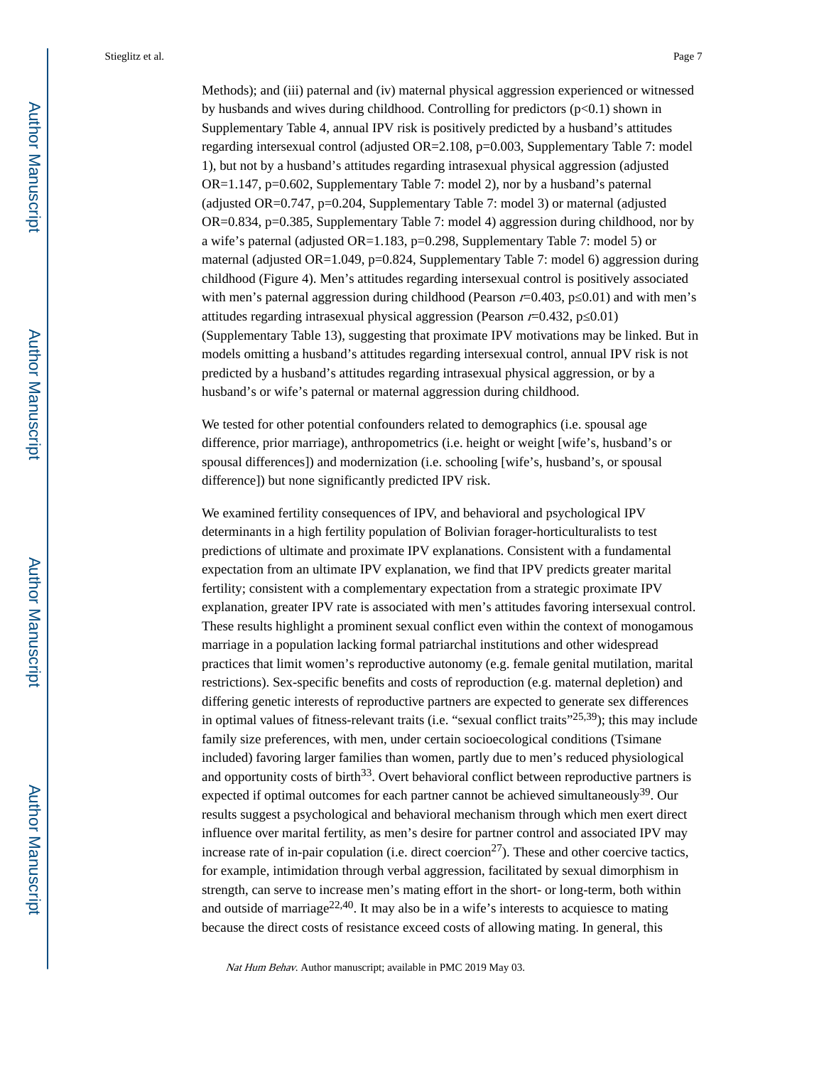Methods); and (iii) paternal and (iv) maternal physical aggression experienced or witnessed by husbands and wives during childhood. Controlling for predictors ($p<0.1$) shown in Supplementary Table 4, annual IPV risk is positively predicted by a husband's attitudes regarding intersexual control (adjusted OR=2.108, p=0.003, Supplementary Table 7: model 1), but not by a husband's attitudes regarding intrasexual physical aggression (adjusted OR=1.147, p=0.602, Supplementary Table 7: model 2), nor by a husband's paternal (adjusted OR=0.747, p=0.204, Supplementary Table 7: model 3) or maternal (adjusted OR=0.834, p=0.385, Supplementary Table 7: model 4) aggression during childhood, nor by a wife's paternal (adjusted OR=1.183, p=0.298, Supplementary Table 7: model 5) or maternal (adjusted OR=1.049, p=0.824, Supplementary Table 7: model 6) aggression during childhood (Figure 4). Men's attitudes regarding intersexual control is positively associated with men's paternal aggression during childhood (Pearson $r$=0.403, $p \leq 0.01$) and with men's attitudes regarding intrasexual physical aggression (Pearson $r$=0.432, $p \leq 0.01$) (Supplementary Table 13), suggesting that proximate IPV motivations may be linked. But in models omitting a husband's attitudes regarding intersexual control, annual IPV risk is not predicted by a husband's attitudes regarding intrasexual physical aggression, or by a husband's or wife's paternal or maternal aggression during childhood.

We tested for other potential confounders related to demographics (i.e. spousal age difference, prior marriage), anthropometrics (i.e. height or weight [wife's, husband's or spousal differences]) and modernization (i.e. schooling [wife's, husband's, or spousal difference]) but none significantly predicted IPV risk.

We examined fertility consequences of IPV, and behavioral and psychological IPV determinants in a high fertility population of Bolivian forager-horticulturalists to test predictions of ultimate and proximate IPV explanations. Consistent with a fundamental expectation from an ultimate IPV explanation, we find that IPV predicts greater marital fertility; consistent with a complementary expectation from a strategic proximate IPV explanation, greater IPV rate is associated with men's attitudes favoring intersexual control. These results highlight a prominent sexual conflict even within the context of monogamous marriage in a population lacking formal patriarchal institutions and other widespread practices that limit women's reproductive autonomy (e.g. female genital mutilation, marital restrictions). Sex-specific benefits and costs of reproduction (e.g. maternal depletion) and differing genetic interests of reproductive partners are expected to generate sex differences in optimal values of fitness-relevant traits (i.e. "sexual conflict traits"[25,39]); this may include family size preferences, with men, under certain socioecological conditions (Tsimane included) favoring larger families than women, partly due to men's reduced physiological and opportunity costs of birth[33]. Overt behavioral conflict between reproductive partners is expected if optimal outcomes for each partner cannot be achieved simultaneously[39]. Our results suggest a psychological and behavioral mechanism through which men exert direct influence over marital fertility, as men's desire for partner control and associated IPV may increase rate of in-pair copulation (i.e. direct coercion[27]). These and other coercive tactics, for example, intimidation through verbal aggression, facilitated by sexual dimorphism in strength, can serve to increase men's mating effort in the short- or long-term, both within and outside of marriage[22,40]. It may also be in a wife's interests to acquiesce to mating because the direct costs of resistance exceed costs of allowing mating. In general, this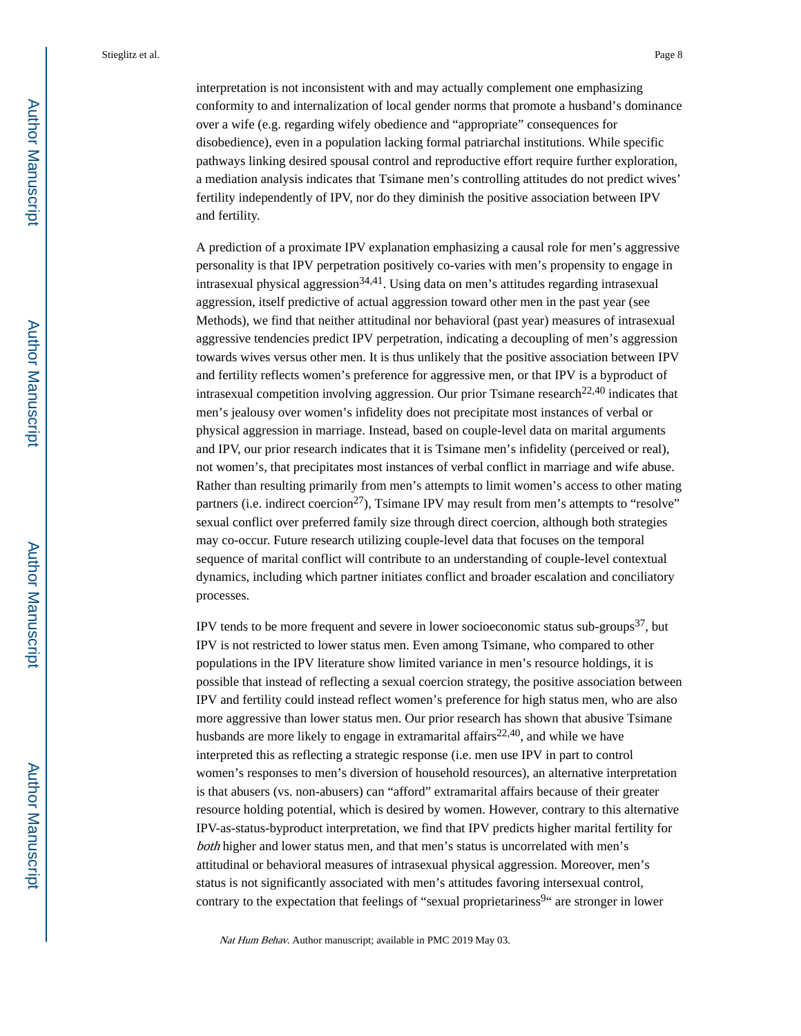interpretation is not inconsistent with and may actually complement one emphasizing conformity to and internalization of local gender norms that promote a husband's dominance over a wife (e.g. regarding wifely obedience and "appropriate" consequences for disobedience), even in a population lacking formal patriarchal institutions. While specific pathways linking desired spousal control and reproductive effort require further exploration, a mediation analysis indicates that Tsimane men's controlling attitudes do not predict wives' fertility independently of IPV, nor do they diminish the positive association between IPV and fertility.

A prediction of a proximate IPV explanation emphasizing a causal role for men's aggressive personality is that IPV perpetration positively co-varies with men's propensity to engage in intrasexual physical aggression[34,41]. Using data on men's attitudes regarding intrasexual aggression, itself predictive of actual aggression toward other men in the past year (see Methods), we find that neither attitudinal nor behavioral (past year) measures of intrasexual aggressive tendencies predict IPV perpetration, indicating a decoupling of men's aggression towards wives versus other men. It is thus unlikely that the positive association between IPV and fertility reflects women's preference for aggressive men, or that IPV is a byproduct of intrasexual competition involving aggression. Our prior Tsimane research[22,40] indicates that men's jealousy over women's infidelity does not precipitate most instances of verbal or physical aggression in marriage. Instead, based on couple-level data on marital arguments and IPV, our prior research indicates that it is Tsimane men's infidelity (perceived or real), not women's, that precipitates most instances of verbal conflict in marriage and wife abuse. Rather than resulting primarily from men's attempts to limit women's access to other mating partners (i.e. indirect coercion[27]), Tsimane IPV may result from men's attempts to "resolve" sexual conflict over preferred family size through direct coercion, although both strategies may co-occur. Future research utilizing couple-level data that focuses on the temporal sequence of marital conflict will contribute to an understanding of couple-level contextual dynamics, including which partner initiates conflict and broader escalation and conciliatory processes.

IPV tends to be more frequent and severe in lower socioeconomic status sub-groups[37], but IPV is not restricted to lower status men. Even among Tsimane, who compared to other populations in the IPV literature show limited variance in men's resource holdings, it is possible that instead of reflecting a sexual coercion strategy, the positive association between IPV and fertility could instead reflect women's preference for high status men, who are also more aggressive than lower status men. Our prior research has shown that abusive Tsimane husbands are more likely to engage in extramarital affairs[22,40], and while we have interpreted this as reflecting a strategic response (i.e. men use IPV in part to control women's responses to men's diversion of household resources), an alternative interpretation is that abusers (vs. non-abusers) can "afford" extramarital affairs because of their greater resource holding potential, which is desired by women. However, contrary to this alternative IPV-as-status-byproduct interpretation, we find that IPV predicts higher marital fertility for *both* higher and lower status men, and that men's status is uncorrelated with men's attitudinal or behavioral measures of intrasexual physical aggression. Moreover, men's status is not significantly associated with men's attitudes favoring intersexual control, contrary to the expectation that feelings of "sexual proprietariness[9]" are stronger in lower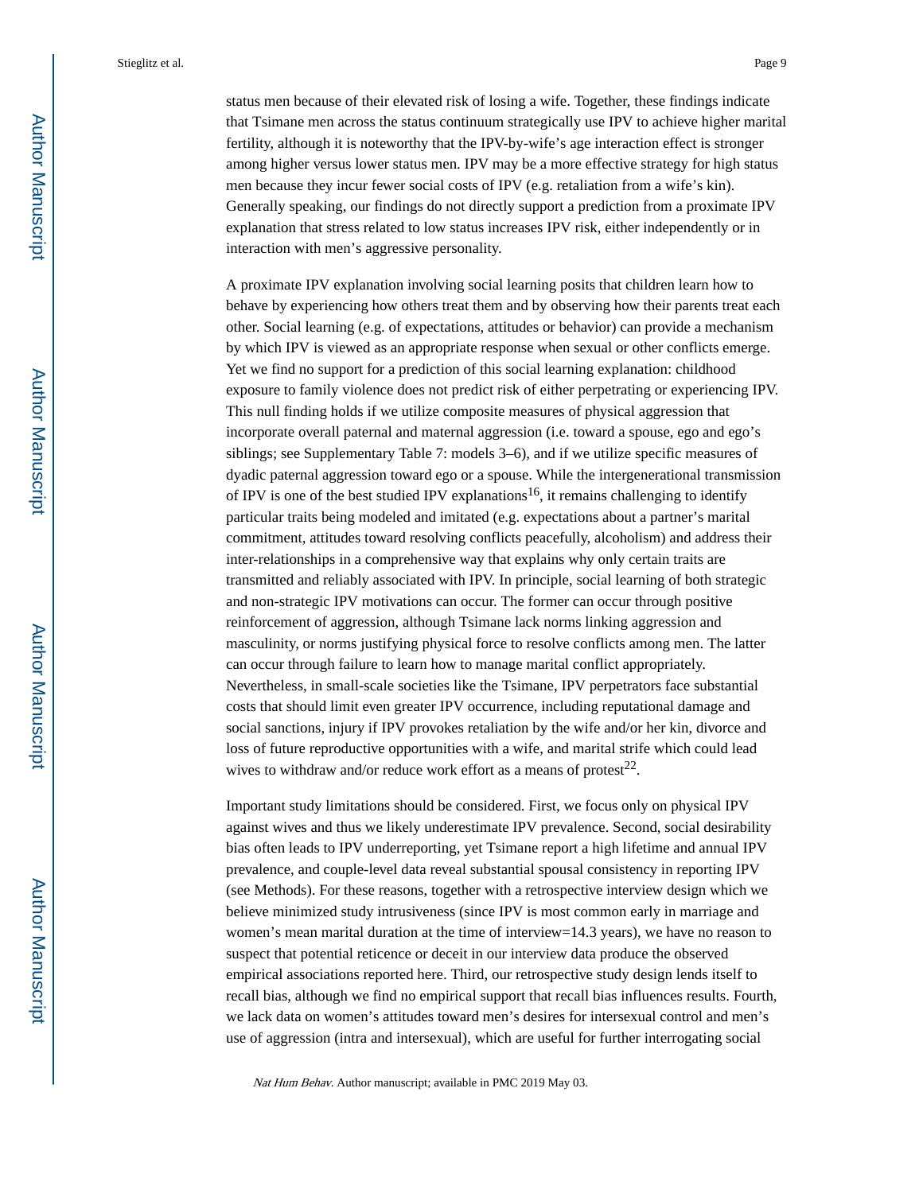status men because of their elevated risk of losing a wife. Together, these findings indicate that Tsimane men across the status continuum strategically use IPV to achieve higher marital fertility, although it is noteworthy that the IPV-by-wife's age interaction effect is stronger among higher versus lower status men. IPV may be a more effective strategy for high status men because they incur fewer social costs of IPV (e.g. retaliation from a wife's kin). Generally speaking, our findings do not directly support a prediction from a proximate IPV explanation that stress related to low status increases IPV risk, either independently or in interaction with men's aggressive personality.

A proximate IPV explanation involving social learning posits that children learn how to behave by experiencing how others treat them and by observing how their parents treat each other. Social learning (e.g. of expectations, attitudes or behavior) can provide a mechanism by which IPV is viewed as an appropriate response when sexual or other conflicts emerge. Yet we find no support for a prediction of this social learning explanation: childhood exposure to family violence does not predict risk of either perpetrating or experiencing IPV. This null finding holds if we utilize composite measures of physical aggression that incorporate overall paternal and maternal aggression (i.e. toward a spouse, ego and ego's siblings; see Supplementary Table 7: models 3–6), and if we utilize specific measures of dyadic paternal aggression toward ego or a spouse. While the intergenerational transmission of IPV is one of the best studied IPV explanations[16], it remains challenging to identify particular traits being modeled and imitated (e.g. expectations about a partner's marital commitment, attitudes toward resolving conflicts peacefully, alcoholism) and address their inter-relationships in a comprehensive way that explains why only certain traits are transmitted and reliably associated with IPV. In principle, social learning of both strategic and non-strategic IPV motivations can occur. The former can occur through positive reinforcement of aggression, although Tsimane lack norms linking aggression and masculinity, or norms justifying physical force to resolve conflicts among men. The latter can occur through failure to learn how to manage marital conflict appropriately. Nevertheless, in small-scale societies like the Tsimane, IPV perpetrators face substantial costs that should limit even greater IPV occurrence, including reputational damage and social sanctions, injury if IPV provokes retaliation by the wife and/or her kin, divorce and loss of future reproductive opportunities with a wife, and marital strife which could lead wives to withdraw and/or reduce work effort as a means of protest[22].

Important study limitations should be considered. First, we focus only on physical IPV against wives and thus we likely underestimate IPV prevalence. Second, social desirability bias often leads to IPV underreporting, yet Tsimane report a high lifetime and annual IPV prevalence, and couple-level data reveal substantial spousal consistency in reporting IPV (see Methods). For these reasons, together with a retrospective interview design which we believe minimized study intrusiveness (since IPV is most common early in marriage and women's mean marital duration at the time of interview=14.3 years), we have no reason to suspect that potential reticence or deceit in our interview data produce the observed empirical associations reported here. Third, our retrospective study design lends itself to recall bias, although we find no empirical support that recall bias influences results. Fourth, we lack data on women's attitudes toward men's desires for intersexual control and men's use of aggression (intra and intersexual), which are useful for further interrogating social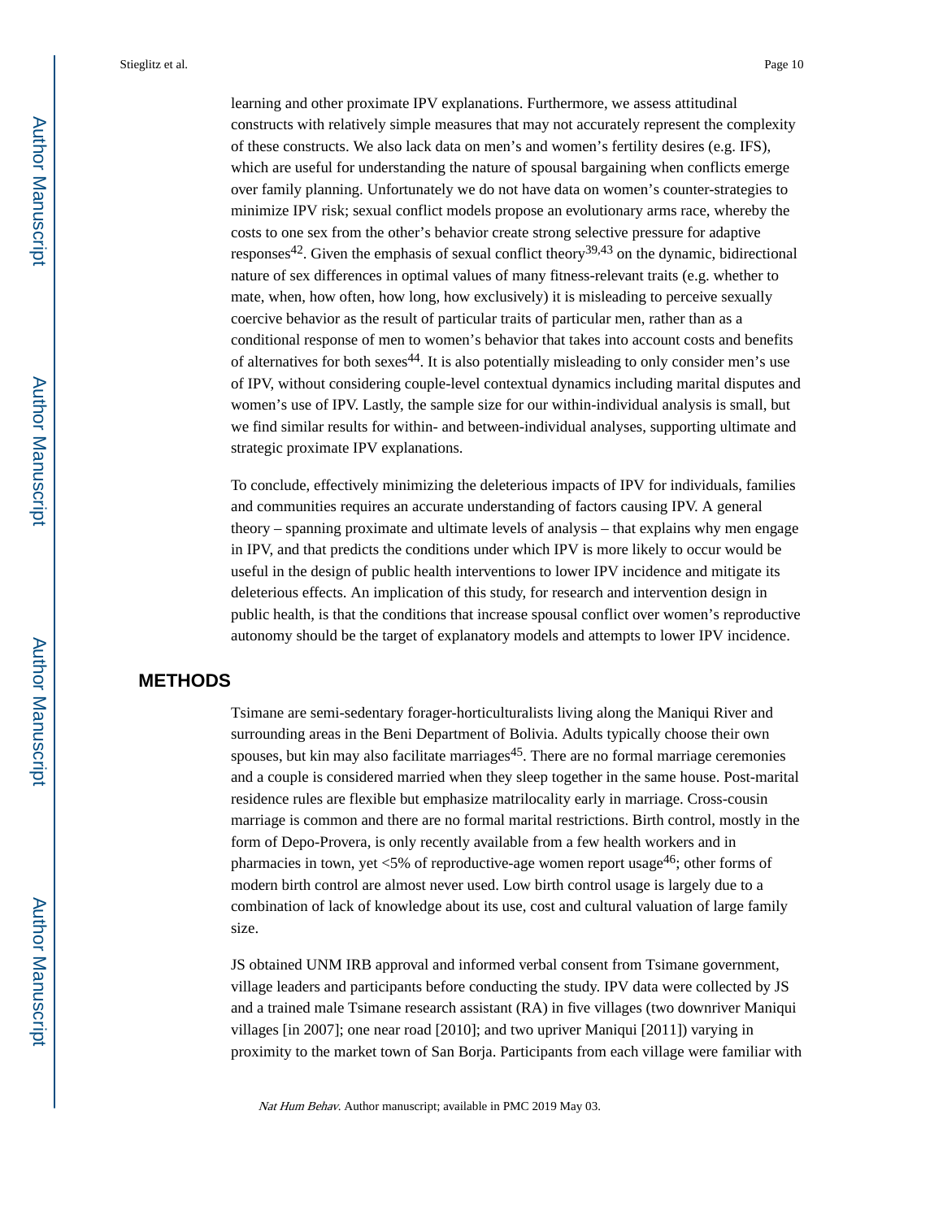learning and other proximate IPV explanations. Furthermore, we assess attitudinal constructs with relatively simple measures that may not accurately represent the complexity of these constructs. We also lack data on men's and women's fertility desires (e.g. IFS), which are useful for understanding the nature of spousal bargaining when conflicts emerge over family planning. Unfortunately we do not have data on women's counter-strategies to minimize IPV risk; sexual conflict models propose an evolutionary arms race, whereby the costs to one sex from the other's behavior create strong selective pressure for adaptive responses[42]. Given the emphasis of sexual conflict theory[39,43] on the dynamic, bidirectional nature of sex differences in optimal values of many fitness-relevant traits (e.g. whether to mate, when, how often, how long, how exclusively) it is misleading to perceive sexually coercive behavior as the result of particular traits of particular men, rather than as a conditional response of men to women's behavior that takes into account costs and benefits of alternatives for both sexes[44]. It is also potentially misleading to only consider men's use of IPV, without considering couple-level contextual dynamics including marital disputes and women's use of IPV. Lastly, the sample size for our within-individual analysis is small, but we find similar results for within- and between-individual analyses, supporting ultimate and strategic proximate IPV explanations.

To conclude, effectively minimizing the deleterious impacts of IPV for individuals, families and communities requires an accurate understanding of factors causing IPV. A general theory – spanning proximate and ultimate levels of analysis – that explains why men engage in IPV, and that predicts the conditions under which IPV is more likely to occur would be useful in the design of public health interventions to lower IPV incidence and mitigate its deleterious effects. An implication of this study, for research and intervention design in public health, is that the conditions that increase spousal conflict over women's reproductive autonomy should be the target of explanatory models and attempts to lower IPV incidence.

## METHODS

Tsimane are semi-sedentary forager-horticulturalists living along the Maniqui River and surrounding areas in the Beni Department of Bolivia. Adults typically choose their own spouses, but kin may also facilitate marriages[45]. There are no formal marriage ceremonies and a couple is considered married when they sleep together in the same house. Post-marital residence rules are flexible but emphasize matrilocality early in marriage. Cross-cousin marriage is common and there are no formal marital restrictions. Birth control, mostly in the form of Depo-Provera, is only recently available from a few health workers and in pharmacies in town, yet <5% of reproductive-age women report usage[46]; other forms of modern birth control are almost never used. Low birth control usage is largely due to a combination of lack of knowledge about its use, cost and cultural valuation of large family size.

JS obtained UNM IRB approval and informed verbal consent from Tsimane government, village leaders and participants before conducting the study. IPV data were collected by JS and a trained male Tsimane research assistant (RA) in five villages (two downriver Maniqui villages [in 2007]; one near road [2010]; and two upriver Maniqui [2011]) varying in proximity to the market town of San Borja. Participants from each village were familiar with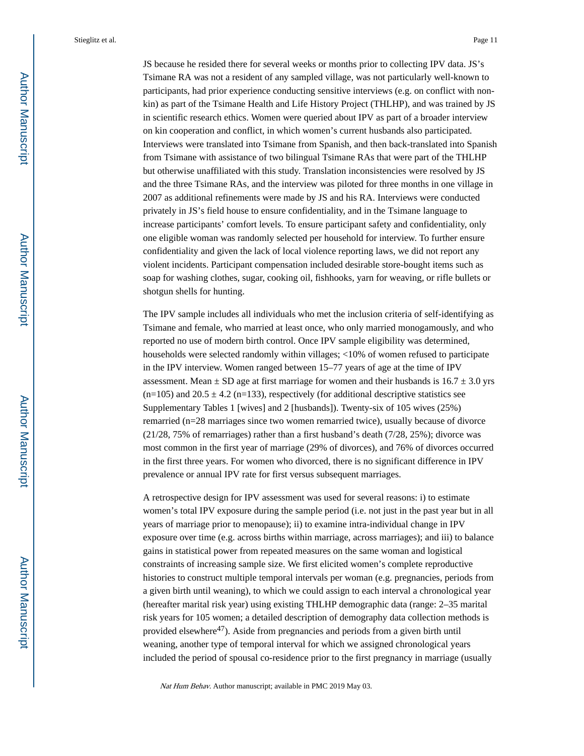JS because he resided there for several weeks or months prior to collecting IPV data. JS's Tsimane RA was not a resident of any sampled village, was not particularly well-known to participants, had prior experience conducting sensitive interviews (e.g. on conflict with non-kin) as part of the Tsimane Health and Life History Project (THLHP), and was trained by JS in scientific research ethics. Women were queried about IPV as part of a broader interview on kin cooperation and conflict, in which women's current husbands also participated. Interviews were translated into Tsimane from Spanish, and then back-translated into Spanish from Tsimane with assistance of two bilingual Tsimane RAs that were part of the THLHP but otherwise unaffiliated with this study. Translation inconsistencies were resolved by JS and the three Tsimane RAs, and the interview was piloted for three months in one village in 2007 as additional refinements were made by JS and his RA. Interviews were conducted privately in JS's field house to ensure confidentiality, and in the Tsimane language to increase participants' comfort levels. To ensure participant safety and confidentiality, only one eligible woman was randomly selected per household for interview. To further ensure confidentiality and given the lack of local violence reporting laws, we did not report any violent incidents. Participant compensation included desirable store-bought items such as soap for washing clothes, sugar, cooking oil, fishhooks, yarn for weaving, or rifle bullets or shotgun shells for hunting.

The IPV sample includes all individuals who met the inclusion criteria of self-identifying as Tsimane and female, who married at least once, who only married monogamously, and who reported no use of modern birth control. Once IPV sample eligibility was determined, households were selected randomly within villages; <10% of women refused to participate in the IPV interview. Women ranged between 15–77 years of age at the time of IPV assessment. Mean ± SD age at first marriage for women and their husbands is 16.7 ± 3.0 yrs (n=105) and 20.5 ± 4.2 (n=133), respectively (for additional descriptive statistics see Supplementary Tables 1 [wives] and 2 [husbands]). Twenty-six of 105 wives (25%) remarried (n=28 marriages since two women remarried twice), usually because of divorce (21/28, 75% of remarriages) rather than a first husband's death (7/28, 25%); divorce was most common in the first year of marriage (29% of divorces), and 76% of divorces occurred in the first three years. For women who divorced, there is no significant difference in IPV prevalence or annual IPV rate for first versus subsequent marriages.

A retrospective design for IPV assessment was used for several reasons: i) to estimate women's total IPV exposure during the sample period (i.e. not just in the past year but in all years of marriage prior to menopause); ii) to examine intra-individual change in IPV exposure over time (e.g. across births within marriage, across marriages); and iii) to balance gains in statistical power from repeated measures on the same woman and logistical constraints of increasing sample size. We first elicited women's complete reproductive histories to construct multiple temporal intervals per woman (e.g. pregnancies, periods from a given birth until weaning), to which we could assign to each interval a chronological year (hereafter marital risk year) using existing THLHP demographic data (range: 2–35 marital risk years for 105 women; a detailed description of demography data collection methods is provided elsewhere[47]). Aside from pregnancies and periods from a given birth until weaning, another type of temporal interval for which we assigned chronological years included the period of spousal co-residence prior to the first pregnancy in marriage (usually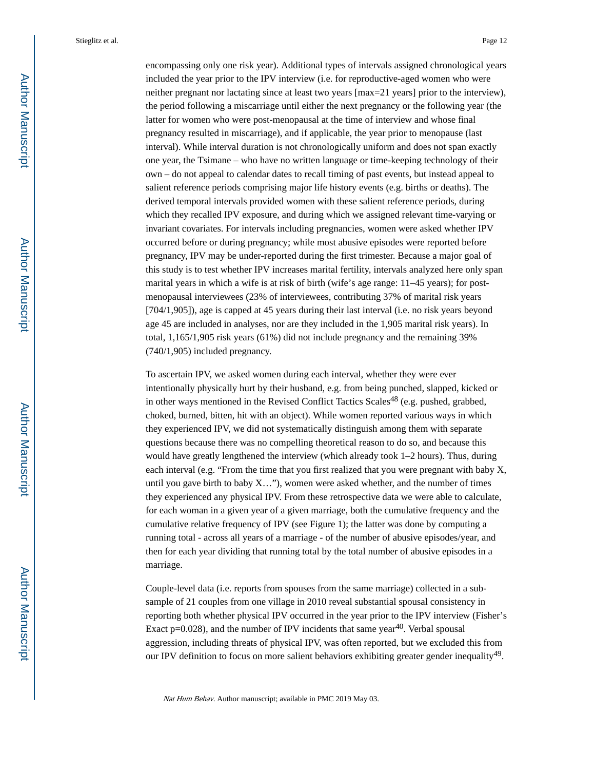encompassing only one risk year). Additional types of intervals assigned chronological years included the year prior to the IPV interview (i.e. for reproductive-aged women who were neither pregnant nor lactating since at least two years [max=21 years] prior to the interview), the period following a miscarriage until either the next pregnancy or the following year (the latter for women who were post-menopausal at the time of interview and whose final pregnancy resulted in miscarriage), and if applicable, the year prior to menopause (last interval). While interval duration is not chronologically uniform and does not span exactly one year, the Tsimane – who have no written language or time-keeping technology of their own – do not appeal to calendar dates to recall timing of past events, but instead appeal to salient reference periods comprising major life history events (e.g. births or deaths). The derived temporal intervals provided women with these salient reference periods, during which they recalled IPV exposure, and during which we assigned relevant time-varying or invariant covariates. For intervals including pregnancies, women were asked whether IPV occurred before or during pregnancy; while most abusive episodes were reported before pregnancy, IPV may be under-reported during the first trimester. Because a major goal of this study is to test whether IPV increases marital fertility, intervals analyzed here only span marital years in which a wife is at risk of birth (wife's age range: 11–45 years); for post-menopausal interviewees (23% of interviewees, contributing 37% of marital risk years [704/1,905]), age is capped at 45 years during their last interval (i.e. no risk years beyond age 45 are included in analyses, nor are they included in the 1,905 marital risk years). In total, 1,165/1,905 risk years (61%) did not include pregnancy and the remaining 39% (740/1,905) included pregnancy.

To ascertain IPV, we asked women during each interval, whether they were ever intentionally physically hurt by their husband, e.g. from being punched, slapped, kicked or in other ways mentioned in the Revised Conflict Tactics Scales[48] (e.g. pushed, grabbed, choked, burned, bitten, hit with an object). While women reported various ways in which they experienced IPV, we did not systematically distinguish among them with separate questions because there was no compelling theoretical reason to do so, and because this would have greatly lengthened the interview (which already took 1–2 hours). Thus, during each interval (e.g. "From the time that you first realized that you were pregnant with baby X, until you gave birth to baby X…"), women were asked whether, and the number of times they experienced any physical IPV. From these retrospective data we were able to calculate, for each woman in a given year of a given marriage, both the cumulative frequency and the cumulative relative frequency of IPV (see Figure 1); the latter was done by computing a running total - across all years of a marriage - of the number of abusive episodes/year, and then for each year dividing that running total by the total number of abusive episodes in a marriage.

Couple-level data (i.e. reports from spouses from the same marriage) collected in a sub-sample of 21 couples from one village in 2010 reveal substantial spousal consistency in reporting both whether physical IPV occurred in the year prior to the IPV interview (Fisher's Exact $p=0.028$), and the number of IPV incidents that same year[40]. Verbal spousal aggression, including threats of physical IPV, was often reported, but we excluded this from our IPV definition to focus on more salient behaviors exhibiting greater gender inequality[49].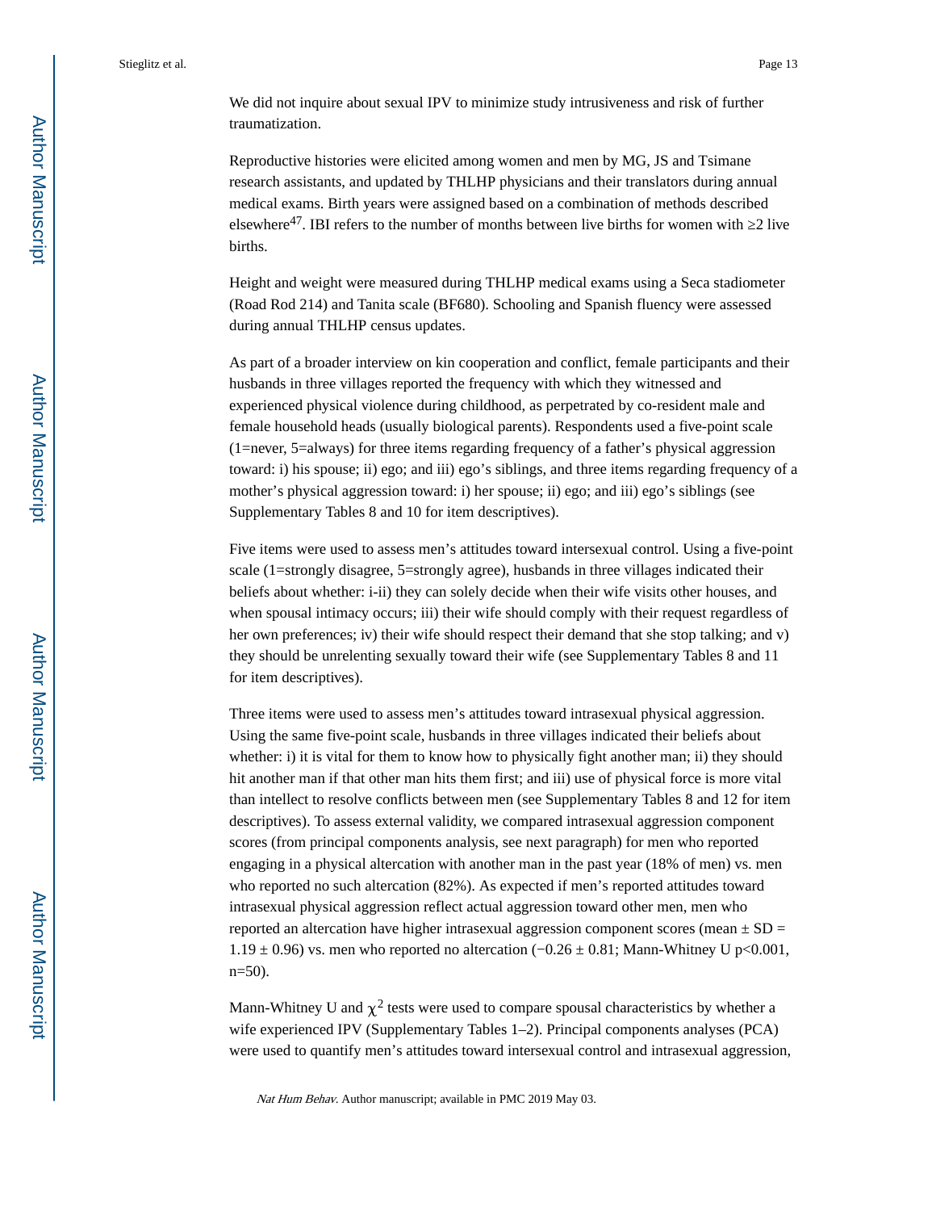We did not inquire about sexual IPV to minimize study intrusiveness and risk of further traumatization.

Reproductive histories were elicited among women and men by MG, JS and Tsimane research assistants, and updated by THLHP physicians and their translators during annual medical exams. Birth years were assigned based on a combination of methods described elsewhere[47]. IBI refers to the number of months between live births for women with ≥2 live births.

Height and weight were measured during THLHP medical exams using a Seca stadiometer (Road Rod 214) and Tanita scale (BF680). Schooling and Spanish fluency were assessed during annual THLHP census updates.

As part of a broader interview on kin cooperation and conflict, female participants and their husbands in three villages reported the frequency with which they witnessed and experienced physical violence during childhood, as perpetrated by co-resident male and female household heads (usually biological parents). Respondents used a five-point scale (1=never, 5=always) for three items regarding frequency of a father's physical aggression toward: i) his spouse; ii) ego; and iii) ego's siblings, and three items regarding frequency of a mother's physical aggression toward: i) her spouse; ii) ego; and iii) ego's siblings (see Supplementary Tables 8 and 10 for item descriptives).

Five items were used to assess men's attitudes toward intersexual control. Using a five-point scale (1=strongly disagree, 5=strongly agree), husbands in three villages indicated their beliefs about whether: i-ii) they can solely decide when their wife visits other houses, and when spousal intimacy occurs; iii) their wife should comply with their request regardless of her own preferences; iv) their wife should respect their demand that she stop talking; and v) they should be unrelenting sexually toward their wife (see Supplementary Tables 8 and 11 for item descriptives).

Three items were used to assess men's attitudes toward intrasexual physical aggression. Using the same five-point scale, husbands in three villages indicated their beliefs about whether: i) it is vital for them to know how to physically fight another man; ii) they should hit another man if that other man hits them first; and iii) use of physical force is more vital than intellect to resolve conflicts between men (see Supplementary Tables 8 and 12 for item descriptives). To assess external validity, we compared intrasexual aggression component scores (from principal components analysis, see next paragraph) for men who reported engaging in a physical altercation with another man in the past year (18% of men) vs. men who reported no such altercation (82%). As expected if men's reported attitudes toward intrasexual physical aggression reflect actual aggression toward other men, men who reported an altercation have higher intrasexual aggression component scores (mean ± SD = 1.19 ± 0.96) vs. men who reported no altercation (−0.26 ± 0.81; Mann-Whitney U $p<0.001$, $n=50$).

Mann-Whitney U and $\chi^2$ tests were used to compare spousal characteristics by whether a wife experienced IPV (Supplementary Tables 1–2). Principal components analyses (PCA) were used to quantify men's attitudes toward intersexual control and intrasexual aggression,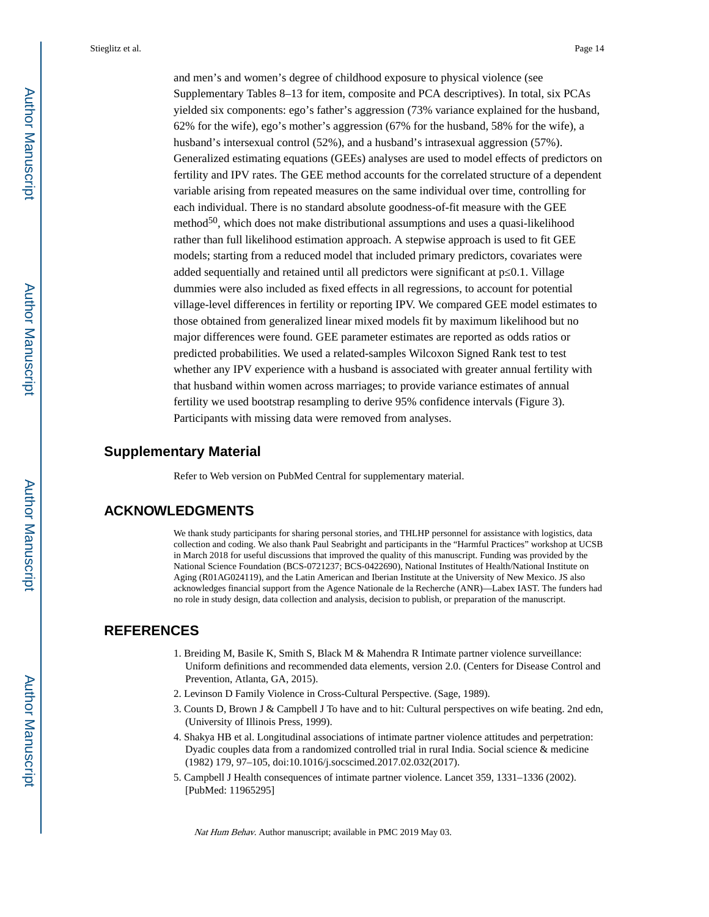and men's and women's degree of childhood exposure to physical violence (see Supplementary Tables 8–13 for item, composite and PCA descriptives). In total, six PCAs yielded six components: ego's father's aggression (73% variance explained for the husband, 62% for the wife), ego's mother's aggression (67% for the husband, 58% for the wife), a husband's intersexual control (52%), and a husband's intrasexual aggression (57%). Generalized estimating equations (GEEs) analyses are used to model effects of predictors on fertility and IPV rates. The GEE method accounts for the correlated structure of a dependent variable arising from repeated measures on the same individual over time, controlling for each individual. There is no standard absolute goodness-of-fit measure with the GEE method[50], which does not make distributional assumptions and uses a quasi-likelihood rather than full likelihood estimation approach. A stepwise approach is used to fit GEE models; starting from a reduced model that included primary predictors, covariates were added sequentially and retained until all predictors were significant at $p \leq 0.1$. Village dummies were also included as fixed effects in all regressions, to account for potential village-level differences in fertility or reporting IPV. We compared GEE model estimates to those obtained from generalized linear mixed models fit by maximum likelihood but no major differences were found. GEE parameter estimates are reported as odds ratios or predicted probabilities. We used a related-samples Wilcoxon Signed Rank test to test whether any IPV experience with a husband is associated with greater annual fertility with that husband within women across marriages; to provide variance estimates of annual fertility we used bootstrap resampling to derive 95% confidence intervals (Figure 3). Participants with missing data were removed from analyses.

## Supplementary Material

Refer to Web version on PubMed Central for supplementary material.

## ACKNOWLEDGMENTS

We thank study participants for sharing personal stories, and THLHP personnel for assistance with logistics, data collection and coding. We also thank Paul Seabright and participants in the "Harmful Practices" workshop at UCSB in March 2018 for useful discussions that improved the quality of this manuscript. Funding was provided by the National Science Foundation (BCS-0721237; BCS-0422690), National Institutes of Health/National Institute on Aging (R01AG024119), and the Latin American and Iberian Institute at the University of New Mexico. JS also acknowledges financial support from the Agence Nationale de la Recherche (ANR)—Labex IAST. The funders had no role in study design, data collection and analysis, decision to publish, or preparation of the manuscript.

## REFERENCES

1. Breiding M, Basile K, Smith S, Black M & Mahendra R Intimate partner violence surveillance: Uniform definitions and recommended data elements, version 2.0. (Centers for Disease Control and Prevention, Atlanta, GA, 2015).
2. Levinson D Family Violence in Cross-Cultural Perspective. (Sage, 1989).
3. Counts D, Brown J & Campbell J To have and to hit: Cultural perspectives on wife beating. 2nd edn, (University of Illinois Press, 1999).
4. Shakya HB et al. Longitudinal associations of intimate partner violence attitudes and perpetration: Dyadic couples data from a randomized controlled trial in rural India. Social science & medicine (1982) 179, 97–105, doi:10.1016/j.socscimed.2017.02.032(2017).
5. Campbell J Health consequences of intimate partner violence. Lancet 359, 1331–1336 (2002). [PubMed: 11965295]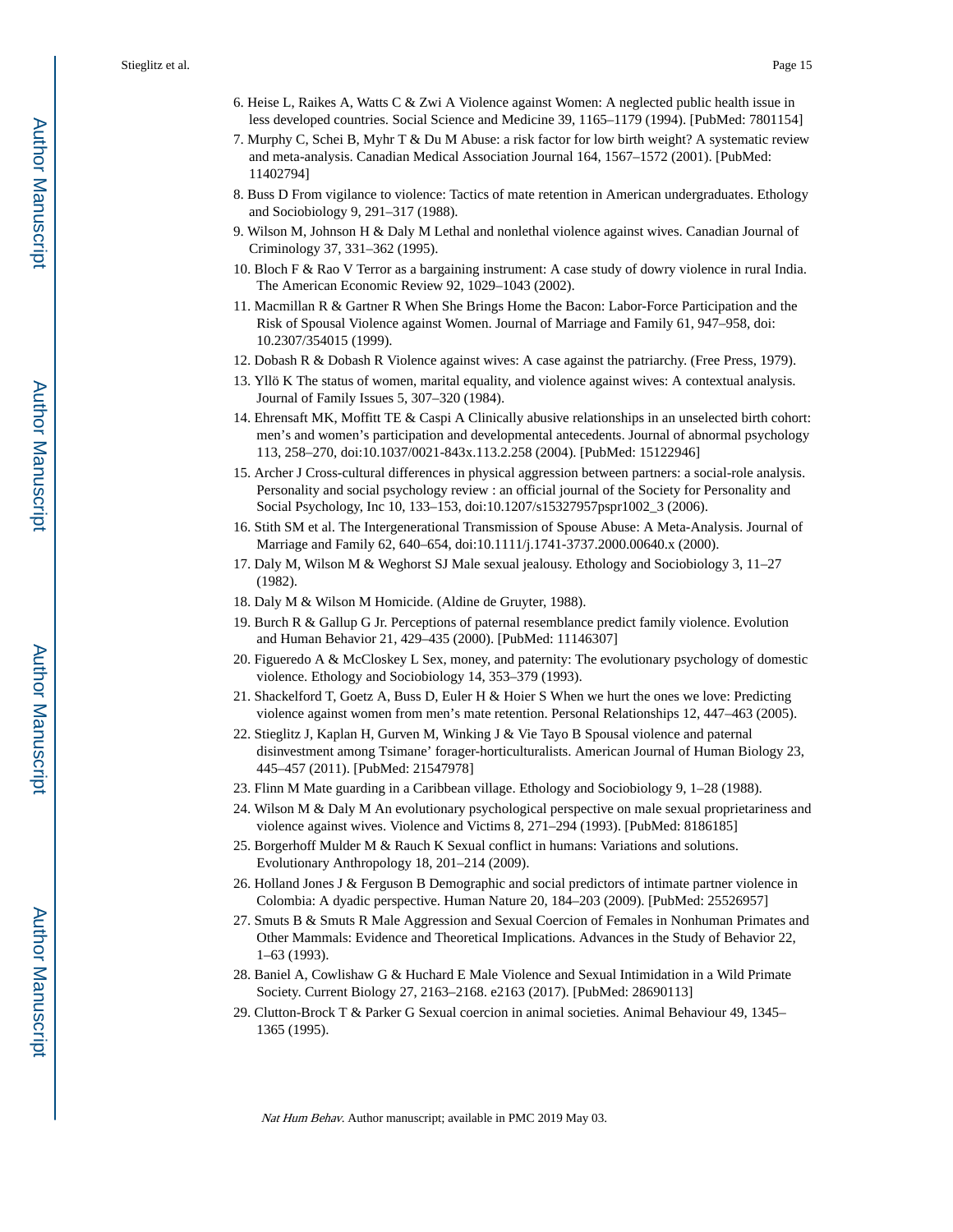6. Heise L, Raikes A, Watts C & Zwi A Violence against Women: A neglected public health issue in less developed countries. Social Science and Medicine 39, 1165–1179 (1994). [PubMed: 7801154]
7. Murphy C, Schei B, Myhr T & Du M Abuse: a risk factor for low birth weight? A systematic review and meta-analysis. Canadian Medical Association Journal 164, 1567–1572 (2001). [PubMed: 11402794]
8. Buss D From vigilance to violence: Tactics of mate retention in American undergraduates. Ethology and Sociobiology 9, 291–317 (1988).
9. Wilson M, Johnson H & Daly M Lethal and nonlethal violence against wives. Canadian Journal of Criminology 37, 331–362 (1995).
10. Bloch F & Rao V Terror as a bargaining instrument: A case study of dowry violence in rural India. The American Economic Review 92, 1029–1043 (2002).
11. Macmillan R & Gartner R When She Brings Home the Bacon: Labor-Force Participation and the Risk of Spousal Violence against Women. Journal of Marriage and Family 61, 947–958, doi: 10.2307/354015 (1999).
12. Dobash R & Dobash R Violence against wives: A case against the patriarchy. (Free Press, 1979).
13. Yllö K The status of women, marital equality, and violence against wives: A contextual analysis. Journal of Family Issues 5, 307–320 (1984).
14. Ehrensaft MK, Moffitt TE & Caspi A Clinically abusive relationships in an unselected birth cohort: men's and women's participation and developmental antecedents. Journal of abnormal psychology 113, 258–270, doi:10.1037/0021-843x.113.2.258 (2004). [PubMed: 15122946]
15. Archer J Cross-cultural differences in physical aggression between partners: a social-role analysis. Personality and social psychology review : an official journal of the Society for Personality and Social Psychology, Inc 10, 133–153, doi:10.1207/s15327957pspr1002_3 (2006).
16. Stith SM et al. The Intergenerational Transmission of Spouse Abuse: A Meta-Analysis. Journal of Marriage and Family 62, 640–654, doi:10.1111/j.1741-3737.2000.00640.x (2000).
17. Daly M, Wilson M & Weghorst SJ Male sexual jealousy. Ethology and Sociobiology 3, 11–27 (1982).
18. Daly M & Wilson M Homicide. (Aldine de Gruyter, 1988).
19. Burch R & Gallup G Jr. Perceptions of paternal resemblance predict family violence. Evolution and Human Behavior 21, 429–435 (2000). [PubMed: 11146307]
20. Figueredo A & McCloskey L Sex, money, and paternity: The evolutionary psychology of domestic violence. Ethology and Sociobiology 14, 353–379 (1993).
21. Shackelford T, Goetz A, Buss D, Euler H & Hoier S When we hurt the ones we love: Predicting violence against women from men's mate retention. Personal Relationships 12, 447–463 (2005).
22. Stieglitz J, Kaplan H, Gurven M, Winking J & Vie Tayo B Spousal violence and paternal disinvestment among Tsimane' forager-horticulturalists. American Journal of Human Biology 23, 445–457 (2011). [PubMed: 21547978]
23. Flinn M Mate guarding in a Caribbean village. Ethology and Sociobiology 9, 1–28 (1988).
24. Wilson M & Daly M An evolutionary psychological perspective on male sexual proprietariness and violence against wives. Violence and Victims 8, 271–294 (1993). [PubMed: 8186185]
25. Borgerhoff Mulder M & Rauch K Sexual conflict in humans: Variations and solutions. Evolutionary Anthropology 18, 201–214 (2009).
26. Holland Jones J & Ferguson B Demographic and social predictors of intimate partner violence in Colombia: A dyadic perspective. Human Nature 20, 184–203 (2009). [PubMed: 25526957]
27. Smuts B & Smuts R Male Aggression and Sexual Coercion of Females in Nonhuman Primates and Other Mammals: Evidence and Theoretical Implications. Advances in the Study of Behavior 22, 1–63 (1993).
28. Baniel A, Cowlishaw G & Huchard E Male Violence and Sexual Intimidation in a Wild Primate Society. Current Biology 27, 2163–2168. e2163 (2017). [PubMed: 28690113]
29. Clutton-Brock T & Parker G Sexual coercion in animal societies. Animal Behaviour 49, 1345–1365 (1995).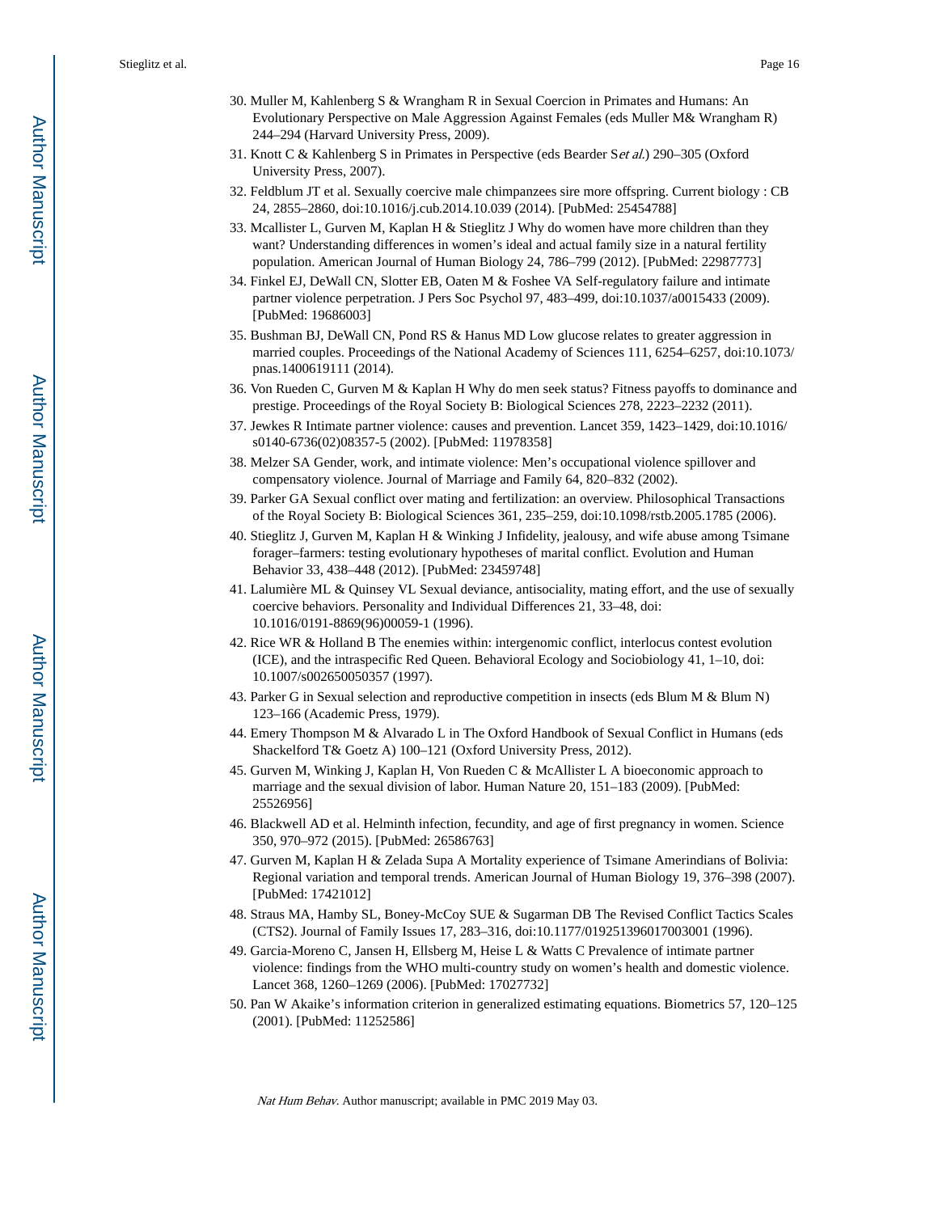30. Muller M, Kahlenberg S & Wrangham R in Sexual Coercion in Primates and Humans: An Evolutionary Perspective on Male Aggression Against Females (eds Muller M& Wrangham R) 244–294 (Harvard University Press, 2009).
31. Knott C & Kahlenberg S in Primates in Perspective (eds Bearder S*et al.*) 290–305 (Oxford University Press, 2007).
32. Feldblum JT et al. Sexually coercive male chimpanzees sire more offspring. Current biology : CB 24, 2855–2860, doi:10.1016/j.cub.2014.10.039 (2014). [PubMed: 25454788]
33. Mcallister L, Gurven M, Kaplan H & Stieglitz J Why do women have more children than they want? Understanding differences in women's ideal and actual family size in a natural fertility population. American Journal of Human Biology 24, 786–799 (2012). [PubMed: 22987773]
34. Finkel EJ, DeWall CN, Slotter EB, Oaten M & Foshee VA Self-regulatory failure and intimate partner violence perpetration. J Pers Soc Psychol 97, 483–499, doi:10.1037/a0015433 (2009). [PubMed: 19686003]
35. Bushman BJ, DeWall CN, Pond RS & Hanus MD Low glucose relates to greater aggression in married couples. Proceedings of the National Academy of Sciences 111, 6254–6257, doi:10.1073/pnas.1400619111 (2014).
36. Von Rueden C, Gurven M & Kaplan H Why do men seek status? Fitness payoffs to dominance and prestige. Proceedings of the Royal Society B: Biological Sciences 278, 2223–2232 (2011).
37. Jewkes R Intimate partner violence: causes and prevention. Lancet 359, 1423–1429, doi:10.1016/s0140-6736(02)08357-5 (2002). [PubMed: 11978358]
38. Melzer SA Gender, work, and intimate violence: Men's occupational violence spillover and compensatory violence. Journal of Marriage and Family 64, 820–832 (2002).
39. Parker GA Sexual conflict over mating and fertilization: an overview. Philosophical Transactions of the Royal Society B: Biological Sciences 361, 235–259, doi:10.1098/rstb.2005.1785 (2006).
40. Stieglitz J, Gurven M, Kaplan H & Winking J Infidelity, jealousy, and wife abuse among Tsimane forager–farmers: testing evolutionary hypotheses of marital conflict. Evolution and Human Behavior 33, 438–448 (2012). [PubMed: 23459748]
41. Lalumière ML & Quinsey VL Sexual deviance, antisociality, mating effort, and the use of sexually coercive behaviors. Personality and Individual Differences 21, 33–48, doi:10.1016/0191-8869(96)00059-1 (1996).
42. Rice WR & Holland B The enemies within: intergenomic conflict, interlocus contest evolution (ICE), and the intraspecific Red Queen. Behavioral Ecology and Sociobiology 41, 1–10, doi:10.1007/s002650050357 (1997).
43. Parker G in Sexual selection and reproductive competition in insects (eds Blum M & Blum N) 123–166 (Academic Press, 1979).
44. Emery Thompson M & Alvarado L in The Oxford Handbook of Sexual Conflict in Humans (eds Shackelford T& Goetz A) 100–121 (Oxford University Press, 2012).
45. Gurven M, Winking J, Kaplan H, Von Rueden C & McAllister L A bioeconomic approach to marriage and the sexual division of labor. Human Nature 20, 151–183 (2009). [PubMed: 25526956]
46. Blackwell AD et al. Helminth infection, fecundity, and age of first pregnancy in women. Science 350, 970–972 (2015). [PubMed: 26586763]
47. Gurven M, Kaplan H & Zelada Supa A Mortality experience of Tsimane Amerindians of Bolivia: Regional variation and temporal trends. American Journal of Human Biology 19, 376–398 (2007). [PubMed: 17421012]
48. Straus MA, Hamby SL, Boney-McCoy SUE & Sugarman DB The Revised Conflict Tactics Scales (CTS2). Journal of Family Issues 17, 283–316, doi:10.1177/019251396017003001 (1996).
49. Garcia-Moreno C, Jansen H, Ellsberg M, Heise L & Watts C Prevalence of intimate partner violence: findings from the WHO multi-country study on women's health and domestic violence. Lancet 368, 1260–1269 (2006). [PubMed: 17027732]
50. Pan W Akaike's information criterion in generalized estimating equations. Biometrics 57, 120–125 (2001). [PubMed: 11252586]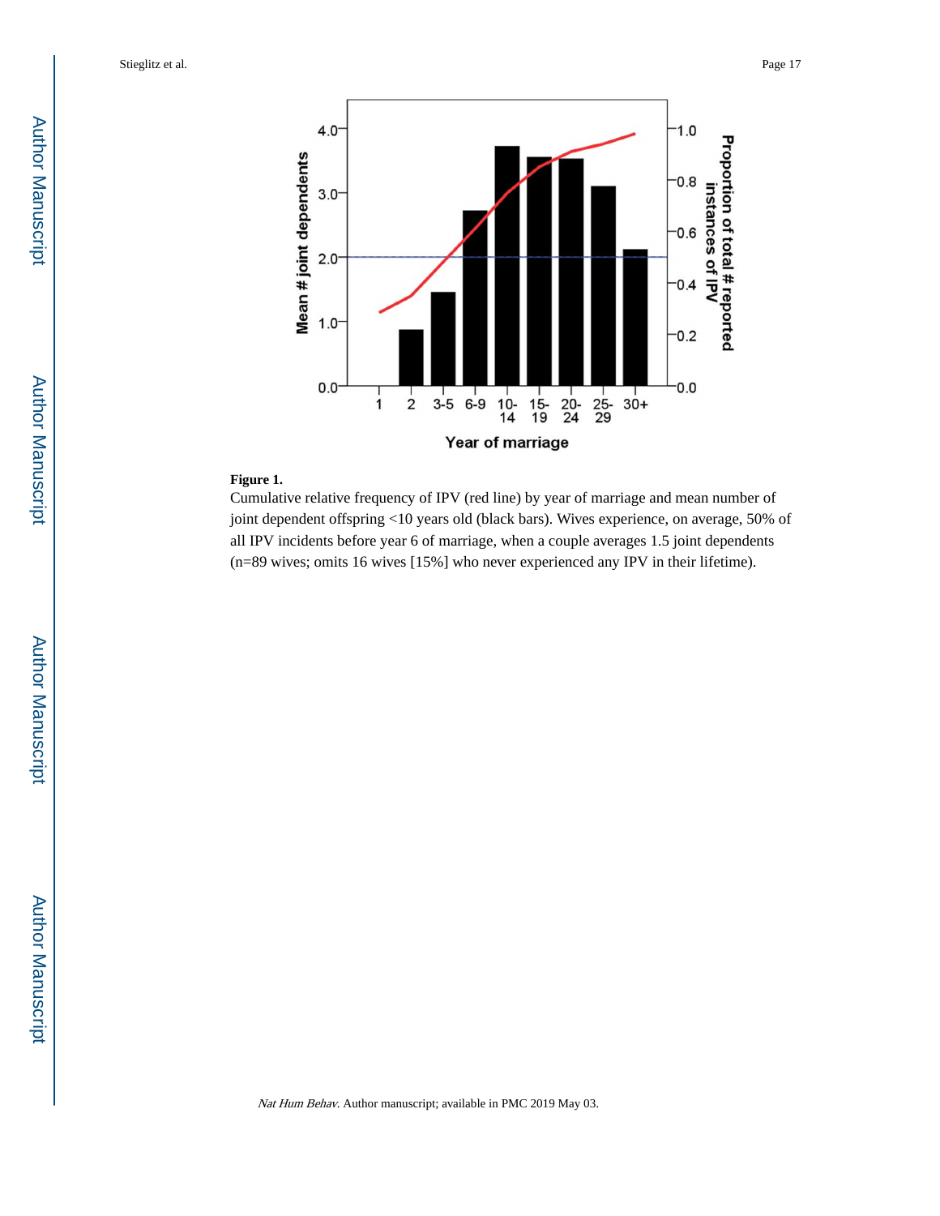**Figure 1.**

Cumulative relative frequency of IPV (red line) by year of marriage and mean number of joint dependent offspring <10 years old (black bars). Wives experience, on average, 50% of all IPV incidents before year 6 of marriage, when a couple averages 1.5 joint dependents (n=89 wives; omits 16 wives [15%] who never experienced any IPV in their lifetime).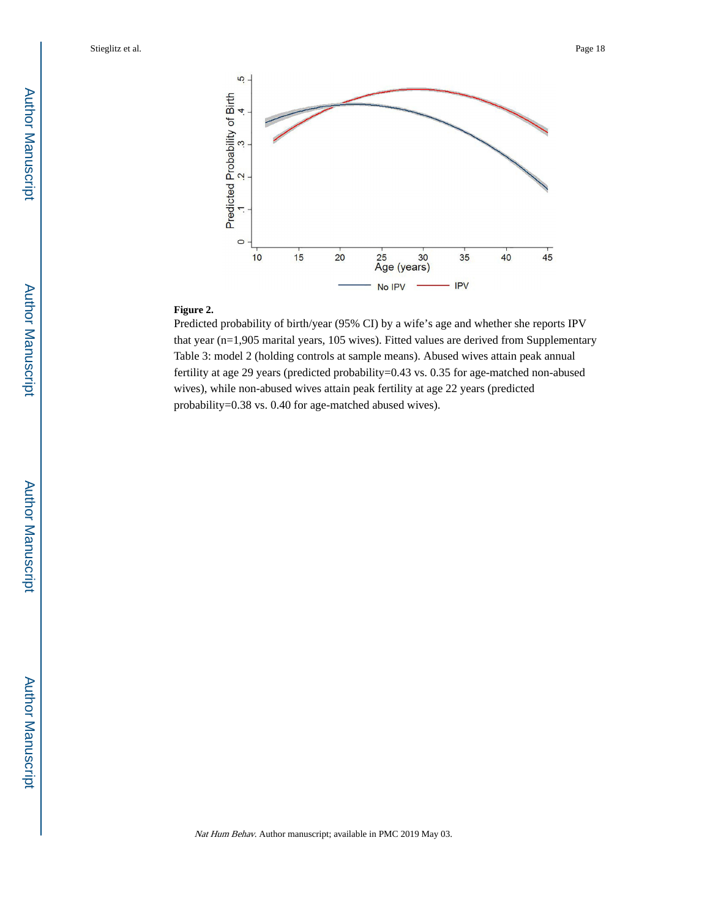**Figure 2.**

Predicted probability of birth/year (95% CI) by a wife's age and whether she reports IPV that year (n=1,905 marital years, 105 wives). Fitted values are derived from Supplementary Table 3: model 2 (holding controls at sample means). Abused wives attain peak annual fertility at age 29 years (predicted probability=0.43 vs. 0.35 for age-matched non-abused wives), while non-abused wives attain peak fertility at age 22 years (predicted probability=0.38 vs. 0.40 for age-matched abused wives).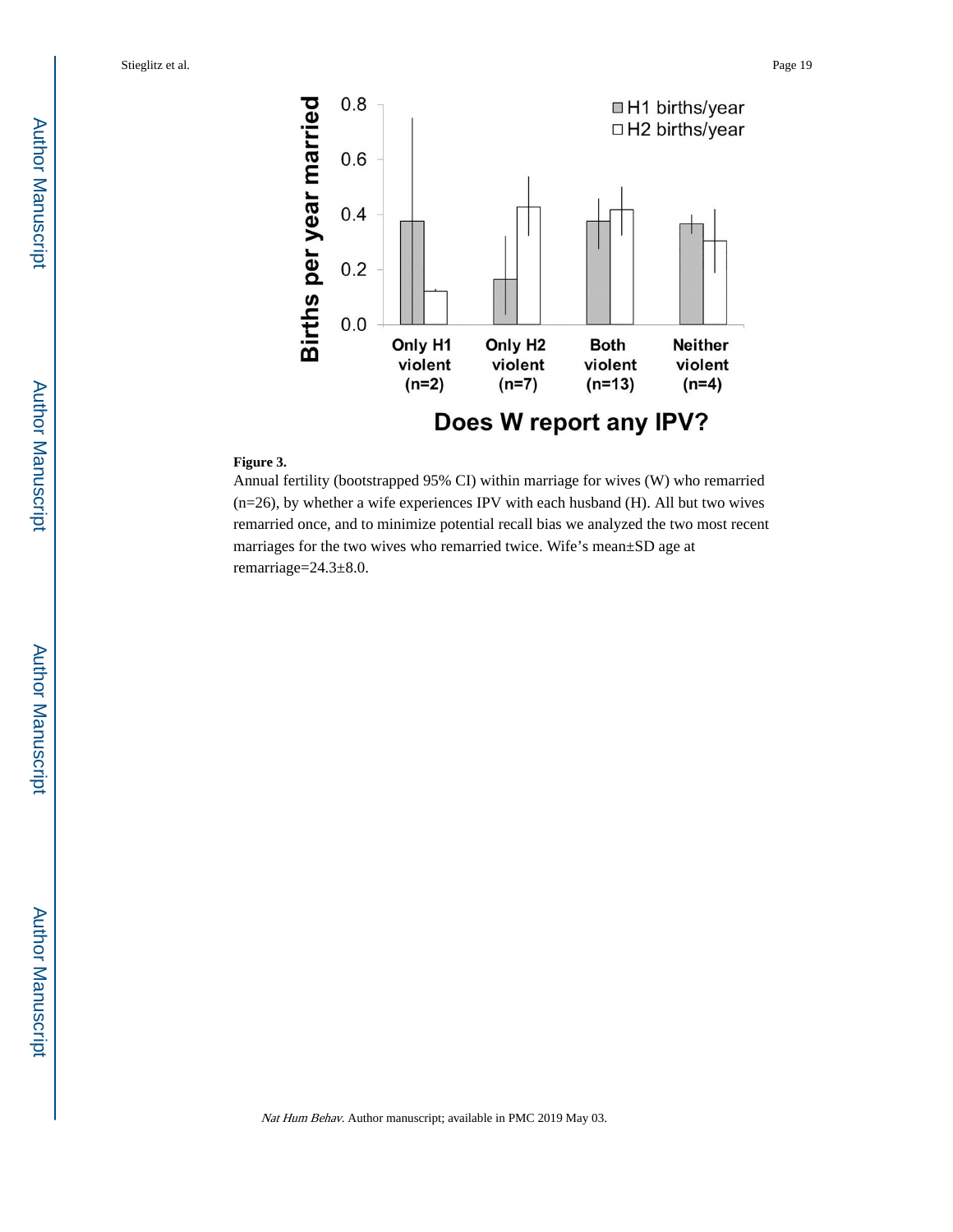**Figure 3.**

Annual fertility (bootstrapped 95% CI) within marriage for wives (W) who remarried (n=26), by whether a wife experiences IPV with each husband (H). All but two wives remarried once, and to minimize potential recall bias we analyzed the two most recent marriages for the two wives who remarried twice. Wife's mean±SD age at remarriage=24.3±8.0.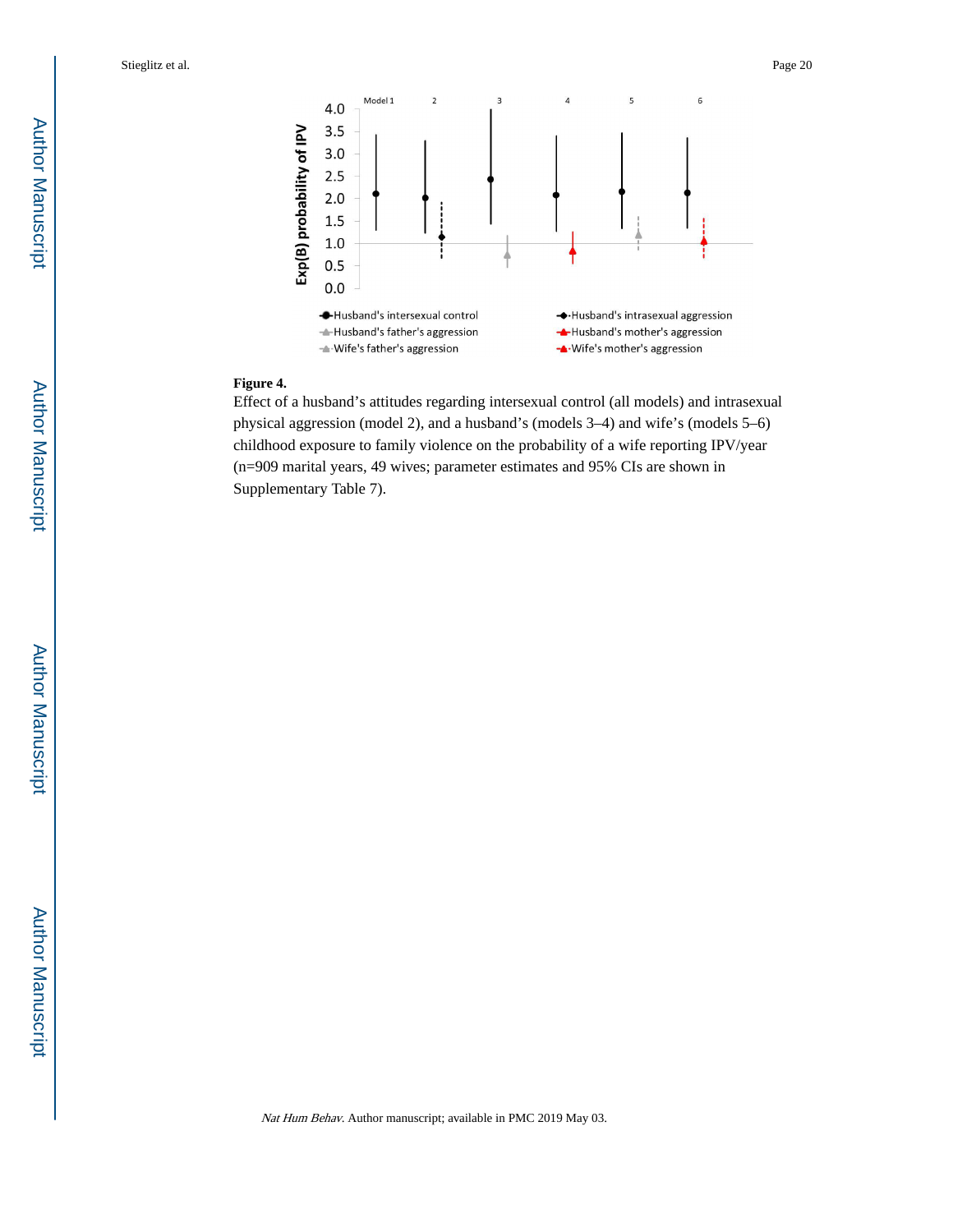**Figure 4.**

Effect of a husband's attitudes regarding intersexual control (all models) and intrasexual physical aggression (model 2), and a husband's (models 3–4) and wife's (models 5–6) childhood exposure to family violence on the probability of a wife reporting IPV/year (n=909 marital years, 49 wives; parameter estimates and 95% CIs are shown in Supplementary Table 7).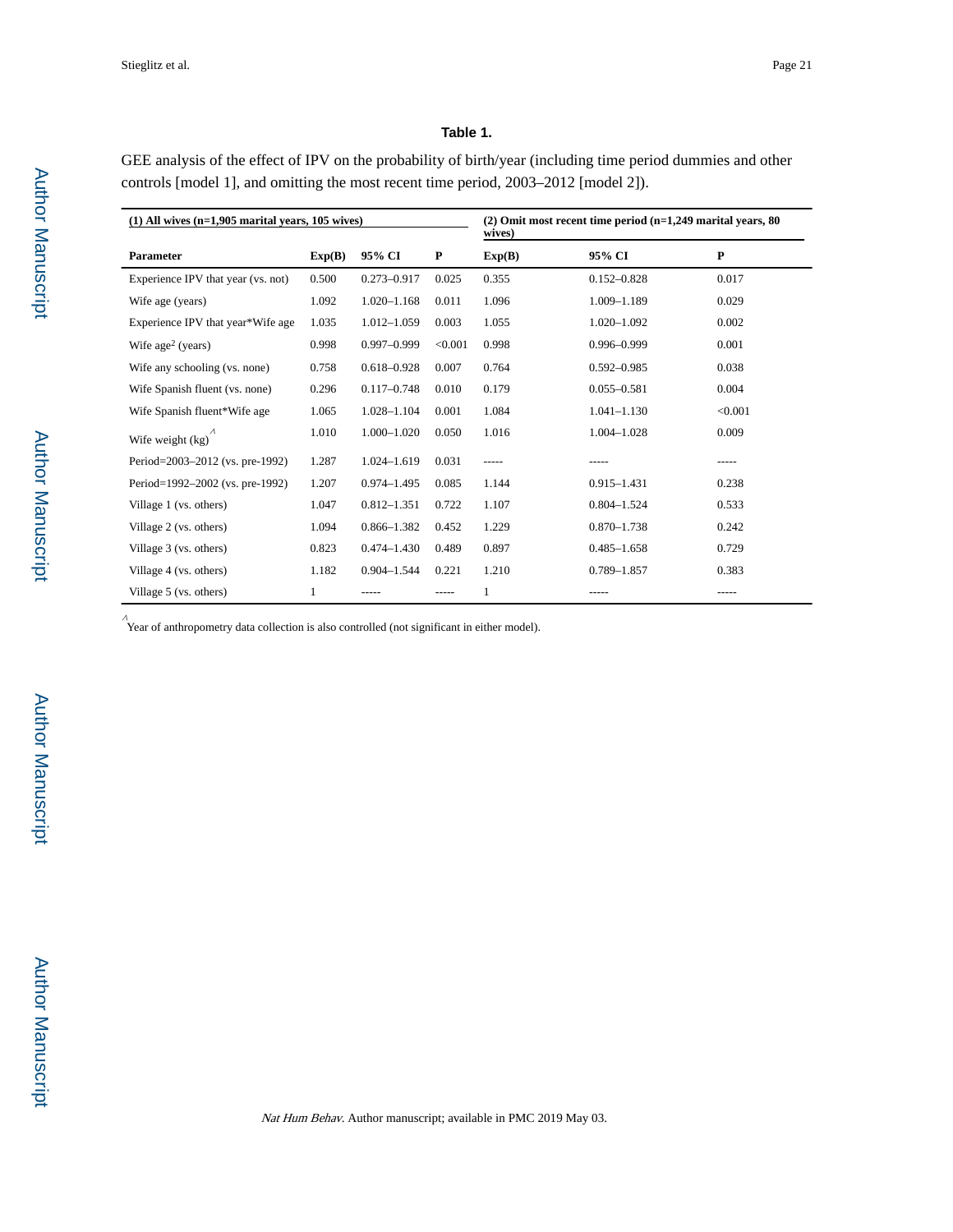### Table 1.

GEE analysis of the effect of IPV on the probability of birth/year (including time period dummies and other controls [model 1], and omitting the most recent time period, 2003–2012 [model 2]).

| (1) All wives (n=1,905 marital years, 105 wives) | | | | (2) Omit most recent time period (n=1,249 marital years, 80 wives) | | |
|---|---|---|---|---|---|---|
| **Parameter** | **Exp(B)** | **95% CI** | **P** | **Exp(B)** | **95% CI** | **P** |
| Experience IPV that year (vs. not) | 0.500 | 0.273–0.917 | 0.025 | 0.355 | 0.152–0.828 | 0.017 |
| Wife age (years) | 1.092 | 1.020–1.168 | 0.011 | 1.096 | 1.009–1.189 | 0.029 |
| Experience IPV that year*Wife age | 1.035 | 1.012–1.059 | 0.003 | 1.055 | 1.020–1.092 | 0.002 |
| Wife age$^2$ (years) | 0.998 | 0.997–0.999 | <0.001 | 0.998 | 0.996–0.999 | 0.001 |
| Wife any schooling (vs. none) | 0.758 | 0.618–0.928 | 0.007 | 0.764 | 0.592–0.985 | 0.038 |
| Wife Spanish fluent (vs. none) | 0.296 | 0.117–0.748 | 0.010 | 0.179 | 0.055–0.581 | 0.004 |
| Wife Spanish fluent*Wife age | 1.065 | 1.028–1.104 | 0.001 | 1.084 | 1.041–1.130 | <0.001 |
| Wife weight (kg)^ | 1.010 | 1.000–1.020 | 0.050 | 1.016 | 1.004–1.028 | 0.009 |
| Period=2003–2012 (vs. pre-1992) | 1.287 | 1.024–1.619 | 0.031 | ----- | ----- | ----- |
| Period=1992–2002 (vs. pre-1992) | 1.207 | 0.974–1.495 | 0.085 | 1.144 | 0.915–1.431 | 0.238 |
| Village 1 (vs. others) | 1.047 | 0.812–1.351 | 0.722 | 1.107 | 0.804–1.524 | 0.533 |
| Village 2 (vs. others) | 1.094 | 0.866–1.382 | 0.452 | 1.229 | 0.870–1.738 | 0.242 |
| Village 3 (vs. others) | 0.823 | 0.474–1.430 | 0.489 | 0.897 | 0.485–1.658 | 0.729 |
| Village 4 (vs. others) | 1.182 | 0.904–1.544 | 0.221 | 1.210 | 0.789–1.857 | 0.383 |
| Village 5 (vs. others) | 1 | ----- | ----- | 1 | ----- | ----- |

^ Year of anthropometry data collection is also controlled (not significant in either model).